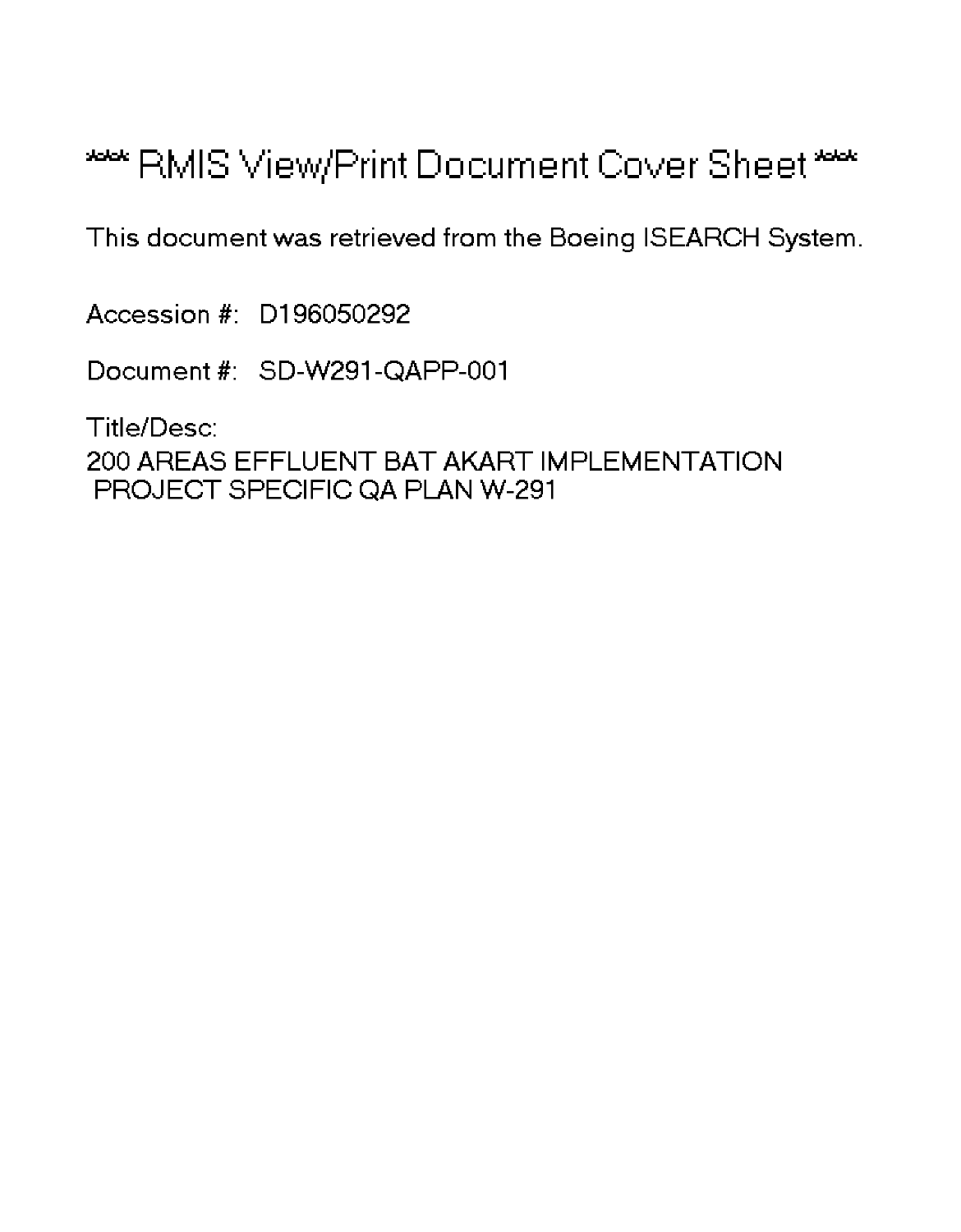# *** RMIS View/Print Document Cover Sheet ***

This document was retrieved from the Boeing ISEARCH System.

Accession #: D196050292

Document #: SD-W291-QAPP-001

Title/Desc:

200 AREAS EFFLUENT BAT AKART IMPLEMENTATION PROJECT SPECIFIC QA PLAN W-291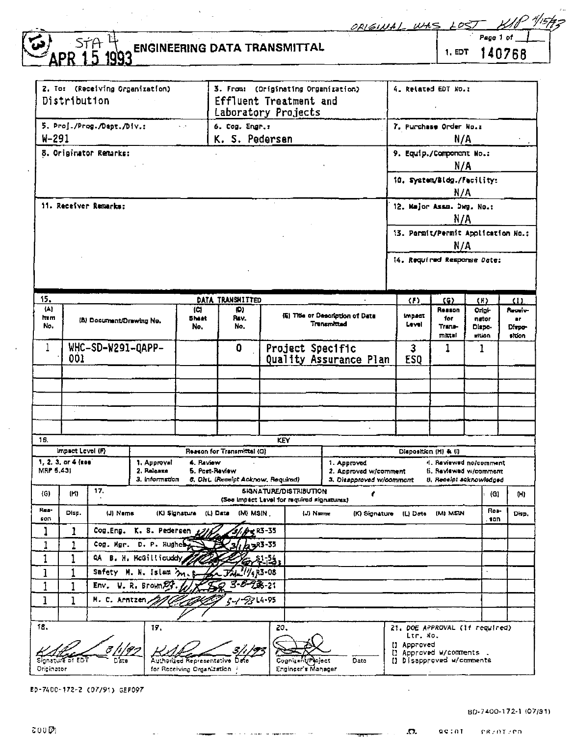ORIGINAL WAS LOST KIP 4/15/93

(13) STA 4
APR 15 1993

# ENGINEERING DATA TRANSMITTAL

Page 1 of 1

1. EDT 140768

| 2. To: (Receiving Organization) | 3. From: (Originating Organization) | 4. Related EDT No.: |
|---|---|---|
| Distribution | Effluent Treatment and Laboratory Projects | |
| 5. Proj./Prog./Dept./Div.: W-291 | 6. Cog. Engr.: K. S. Pedersen | 7. Purchase Order No.: N/A |
| 8. Originator Remarks: | | 9. Equip./Component No.: N/A |
| | | 10. System/Bldg./Facility: N/A |
| 11. Receiver Remarks: | | 12. Major Assm. Dwg. No.: N/A |
| | | 13. Permit/Permit Application No.: N/A |
| | | 14. Required Response Date: |

15. DATA TRANSMITTED

| (A) Item No. | (B) Document/Drawing No. | (C) Sheet No. | (D) Rev. No. | (E) Title or Description of Data Transmitted | (F) Impact Level | (G) Reason for Transmittal | (H) Originator Disposition | (I) Receiver Disposition |
|---|---|---|---|---|---|---|---|---|
| 1 | WHC-SD-W291-QAPP-001 | | 0 | Project Specific Quality Assurance Plan | 3 ESQ | 1 | 1 | |

16. KEY

| Impact Level (F) | Reason for Transmittal (G) | Disposition (H) & (I) |
|---|---|---|
| 1, 2, 3, or 4 (see MRP 5.43) | 1. Approval 2. Release 3. Information 4. Review 5. Post-Review 6. Dist. (Receipt Acknow. Required) | 1. Approved 2. Approved w/comment 3. Disapproved w/comment 4. Reviewed no/comment 5. Reviewed w/comment 6. Receipt acknowledged |

17. SIGNATURE/DISTRIBUTION (See Impact Level for required signatures)

| (G) Reason | (H) Disp. | (J) Name | (K) Signature | (L) Date | (M) MSIN | (J) Name | (K) Signature | (L) Date | (M) MSIN | (G) Reason | (H) Disp. |
|---|---|---|---|---|---|---|---|---|---|---|---|
| 1 | 1 | Cog.Eng. K. S. Pedersen | [signature] | 3/1/93 | R3-35 | | | | | | |
| 1 | 1 | Cog. Mgr. D. P. Hughes | [signature] | 3/1/93 | R3-35 | | | | | | |
| 1 | 1 | QA B. H. McGillicuddy | [signature] | | S1-54 | | | | | | |
| 1 | 1 | Safety M. N. Islam | [signature] | 3/1/93 | R3-08 | | | | | | |
| 1 | 1 | Env. W. R. Brown | [signature] | 3-8-93 | 56-21 | | | | | | |
| 1 | 1 | M. C. Arntzen | [signature] | 3-1-93 | L4-95 | | | | | | |

| 18. | 19. | 20. | 21. DOE APPROVAL (if required) |
|---|---|---|---|
| [signature] 3/1/93 Signature of EDT Originator Date | [signature] 3/1/93 Authorized Representative Date for Receiving Organization | [signature] Cognizant/Project Engineer's Manager Date | Ltr. No. [] Approved [] Approved w/comments [] Disapproved w/comments |

BD-7400-172-2 (07/91) GEF097

BD-7400-172-1 (07/91)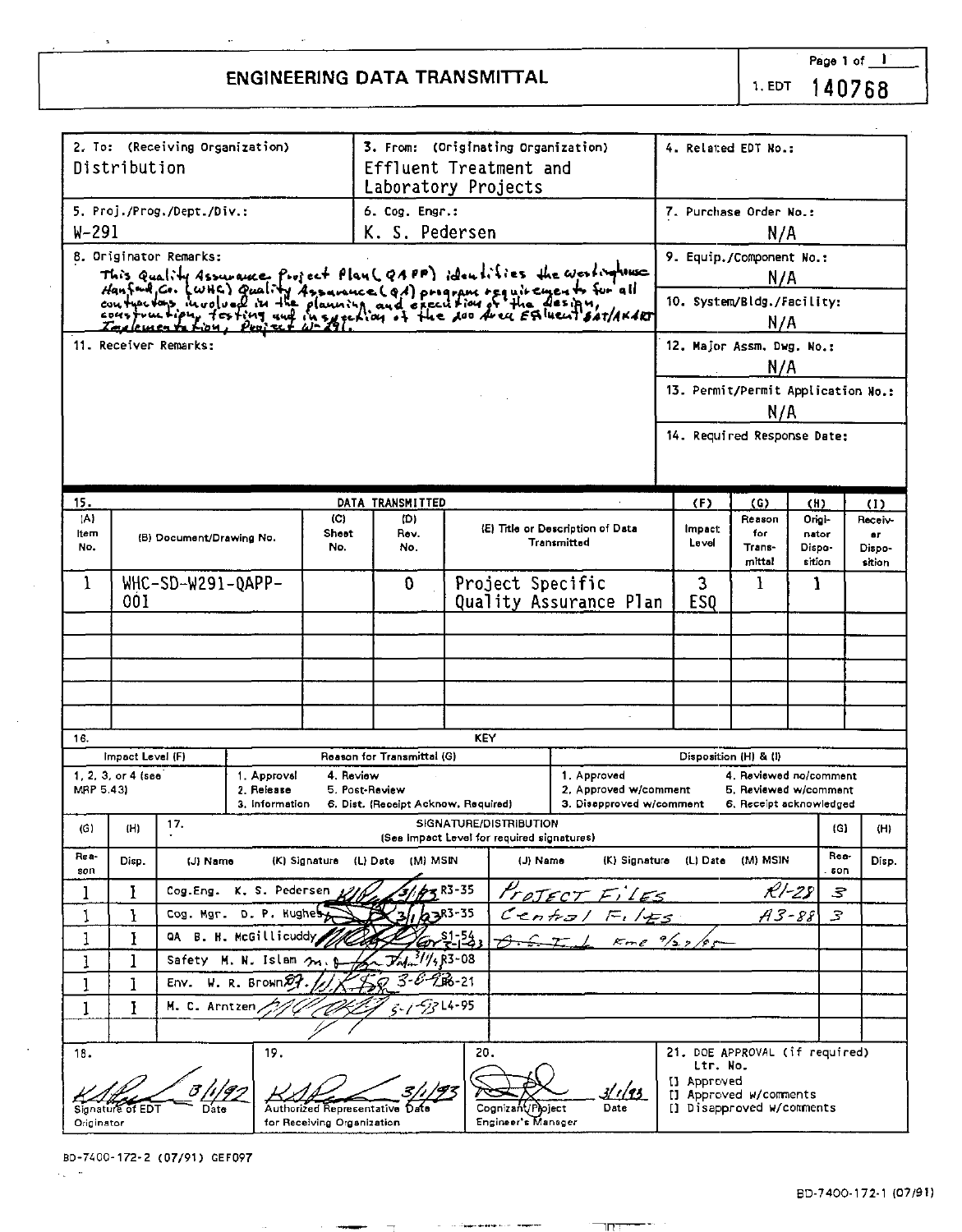# ENGINEERING DATA TRANSMITTAL

Page 1 of 1

1. EDT 140768

| 2. To: (Receiving Organization) | 3. From: (Originating Organization) | 4. Related EDT No.: |
|---|---|---|
| Distribution | Effluent Treatment and Laboratory Projects | |
| 5. Proj./Prog./Dept./Div.: W-291 | 6. Cog. Engr.: K. S. Pedersen | 7. Purchase Order No.: N/A |

8. Originator Remarks:
This Quality Assurance Project Plan (QAPP) identifies the Westinghouse Hanford Co. (WHC) Quality Assurance (QA) program requirements for all contractors involved in the planning and execution of the design, construction, testing and inspection of the 200 Area Effluent BAT/AKART Implementation, Project W-291.

9. Equip./Component No.: N/A

10. System/Bldg./Facility: N/A

11. Receiver Remarks:

12. Major Assm. Dwg. No.: N/A

13. Permit/Permit Application No.: N/A

14. Required Response Date:

15. DATA TRANSMITTED

| (A) Item No. | (B) Document/Drawing No. | (C) Sheet No. | (D) Rev. No. | (E) Title or Description of Data Transmitted | (F) Impact Level | (G) Reason for Transmittal | (H) Originator Disposition | (I) Receiver Disposition |
|---|---|---|---|---|---|---|---|---|
| 1 | WHC-SD-W291-QAPP-001 | | 0 | Project Specific Quality Assurance Plan | 3 ESQ | 1 | 1 | |

16. KEY

| Impact Level (F) | Reason for Transmittal (G) | | Disposition (H) & (I) | |
|---|---|---|---|---|
| 1, 2, 3, or 4 (see MRP 5.43) | 1. Approval 2. Release 3. Information | 4. Review 5. Post-Review 6. Dist. (Receipt Acknow. Required) | 1. Approved 2. Approved w/comment 3. Disapproved w/comment | 4. Reviewed no/comment 5. Reviewed w/comment 6. Receipt acknowledged |

17. SIGNATURE/DISTRIBUTION (See Impact Level for required signatures)

| (G) Reason | (H) Disp. | (J) Name | (K) Signature | (L) Date | (M) MSIN | (J) Name | (K) Signature | (L) Date | (M) MSIN | (G) Reason | (H) Disp. |
|---|---|---|---|---|---|---|---|---|---|---|---|
| 1 | 1 | Cog.Eng. K. S. Pedersen | [signature] | 3/1/93 | R3-35 | Project Files | | | R1-28 | 3 | |
| 1 | 1 | Cog. Mgr. D. P. Hughes | [signature] | 3/1/93 | R3-35 | Central Files | | | A3-88 | 3 | |
| 1 | 1 | QA B. H. McGillicuddy | [signature] | 3-1-93 | S1-54 | O.S.T.I. | | KME 9/27/95 | | | |
| 1 | 1 | Safety M. N. Islam | [signature] | 3/1/93 | R3-08 | | | | | | |
| 1 | 1 | Env. W. R. Brown | [signature] | 3-6-93 | B6-21 | | | | | | |
| 1 | 1 | M. C. Arntzen | [signature] | 3-1-93 | L4-95 | | | | | | |

| 18. | 19. | 20. | 21. DOE APPROVAL (if required) |
|---|---|---|---|
| [signature] 3/1/93 Signature of EDT Originator, Date | [signature] 3/1/93 Authorized Representative for Receiving Organization, Date | [signature] 3/1/93 Cognizant/Project Engineer's Manager, Date | Ltr. No. [] Approved [] Approved w/comments [] Disapproved w/comments |

BD-7400-172-2 (07/91) GEF097

BD-7400-172-1 (07/91)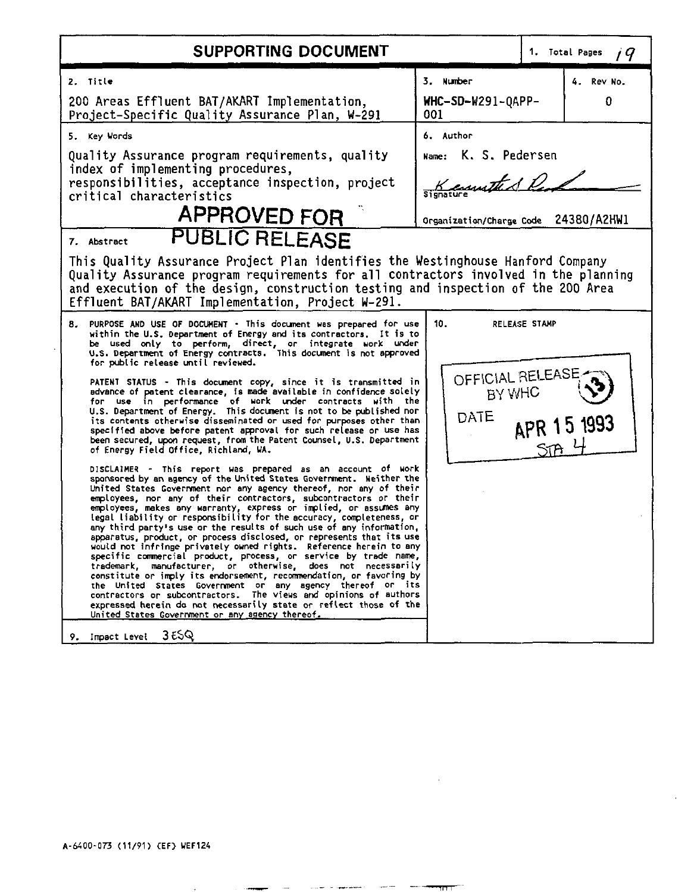# SUPPORTING DOCUMENT

| 1. Total Pages | 19 |
|---|---|

| 2. Title | 3. Number | 4. Rev No. |
|---|---|---|
| 200 Areas Effluent BAT/AKART Implementation, Project-Specific Quality Assurance Plan, W-291 | WHC-SD-W291-QAPP-001 | 0 |

| 5. Key Words | 6. Author |
|---|---|
| Quality Assurance program requirements, quality index of implementing procedures, responsibilities, acceptance inspection, project critical characteristics | Name: K. S. Pedersen<br>Signature: Kenneth S Pedersen<br>Organization/Charge Code 24380/A2HW1 |

**APPROVED FOR PUBLIC RELEASE**

**7. Abstract**

This Quality Assurance Project Plan identifies the Westinghouse Hanford Company Quality Assurance program requirements for all contractors involved in the planning and execution of the design, construction testing and inspection of the 200 Area Effluent BAT/AKART Implementation, Project W-291.

**8.** PURPOSE AND USE OF DOCUMENT - This document was prepared for use within the U.S. Department of Energy and its contractors. It is to be used only to perform, direct, or integrate work under U.S. Department of Energy contracts. This document is not approved for public release until reviewed.

PATENT STATUS - This document copy, since it is transmitted in advance of patent clearance, is made available in confidence solely for use in performance of work under contracts with the U.S. Department of Energy. This document is not to be published nor its contents otherwise disseminated or used for purposes other than specified above before patent approval for such release or use has been secured, upon request, from the Patent Counsel, U.S. Department of Energy Field Office, Richland, WA.

DISCLAIMER - This report was prepared as an account of work sponsored by an agency of the United States Government. Neither the United States Government nor any agency thereof, nor any of their employees, nor any of their contractors, subcontractors or their employees, makes any warranty, express or implied, or assumes any legal liability or responsibility for the accuracy, completeness, or any third party's use or the results of such use of any information, apparatus, product, or process disclosed, or represents that its use would not infringe privately owned rights. Reference herein to any specific commercial product, process, or service by trade name, trademark, manufacturer, or otherwise, does not necessarily constitute or imply its endorsement, recommendation, or favoring by the United States Government or any agency thereof or its contractors or subcontractors. The views and opinions of authors expressed herein do not necessarily state or reflect those of the United States Government or any agency thereof.

**9.** Impact Level 3ESQ

**10.** RELEASE STAMP

OFFICIAL RELEASE BY WHC (13)
DATE APR 15 1993
STA 4

A-6400-073 (11/91) (EF) WEF124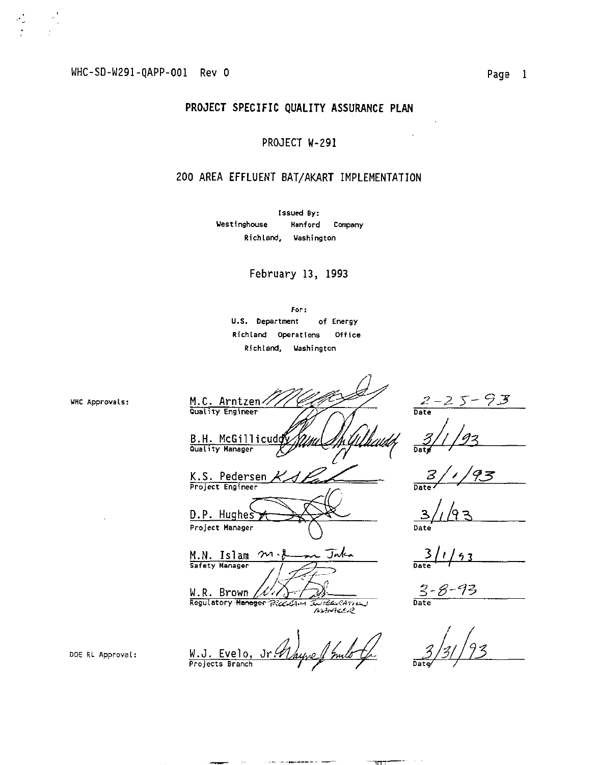# PROJECT SPECIFIC QUALITY ASSURANCE PLAN

## PROJECT W-291

## 200 AREA EFFLUENT BAT/AKART IMPLEMENTATION

Issued By:
Westinghouse Hanford Company
Richland, Washington

February 13, 1993

For:
U.S. Department of Energy
Richland Operations Office
Richland, Washington

WHC Approvals:

| Name / Title | Date |
|---|---|
| M.C. Arntzen — Quality Engineer | 2-25-93 |
| B.H. McGillicuddy — Quality Manager | 3/1/93 |
| K.S. Pedersen — Project Engineer | 3/1/93 |
| D.P. Hughes — Project Manager | 3/1/93 |
| M.N. Islam — Safety Manager | 3/1/93 |
| W.R. Brown — Regulatory ~~Manager~~ Program Integration Manager | 3-8-93 |

DOE RL Approval:

| Name / Title | Date |
|---|---|
| W.J. Evelo, Jr. — Projects Branch | 3/31/93 |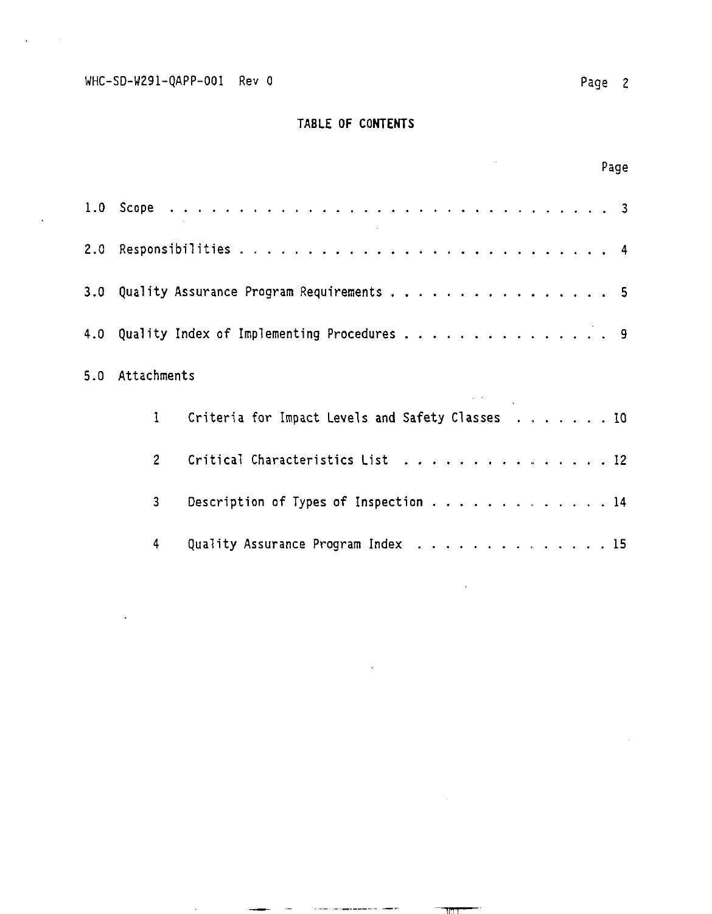# TABLE OF CONTENTS

| | | Page |
|---|---|---|
| 1.0 | Scope | 3 |
| 2.0 | Responsibilities | 4 |
| 3.0 | Quality Assurance Program Requirements | 5 |
| 4.0 | Quality Index of Implementing Procedures | 9 |
| 5.0 | Attachments | |
| | 1 Criteria for Impact Levels and Safety Classes | 10 |
| | 2 Critical Characteristics List | 12 |
| | 3 Description of Types of Inspection | 14 |
| | 4 Quality Assurance Program Index | 15 |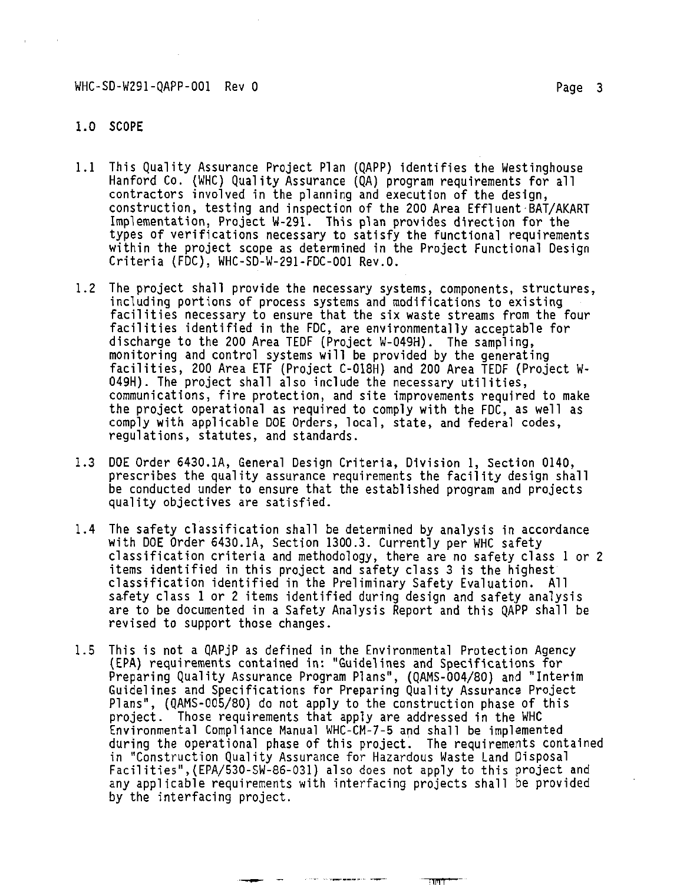## 1.0 SCOPE

1.1 This Quality Assurance Project Plan (QAPP) identifies the Westinghouse Hanford Co. (WHC) Quality Assurance (QA) program requirements for all contractors involved in the planning and execution of the design, construction, testing and inspection of the 200 Area Effluent BAT/AKART Implementation, Project W-291. This plan provides direction for the types of verifications necessary to satisfy the functional requirements within the project scope as determined in the Project Functional Design Criteria (FDC), WHC-SD-W-291-FDC-001 Rev.0.

1.2 The project shall provide the necessary systems, components, structures, including portions of process systems and modifications to existing facilities necessary to ensure that the six waste streams from the four facilities identified in the FDC, are environmentally acceptable for discharge to the 200 Area TEDF (Project W-049H). The sampling, monitoring and control systems will be provided by the generating facilities, 200 Area ETF (Project C-018H) and 200 Area TEDF (Project W-049H). The project shall also include the necessary utilities, communications, fire protection, and site improvements required to make the project operational as required to comply with the FDC, as well as comply with applicable DOE Orders, local, state, and federal codes, regulations, statutes, and standards.

1.3 DOE Order 6430.1A, General Design Criteria, Division 1, Section 0140, prescribes the quality assurance requirements the facility design shall be conducted under to ensure that the established program and projects quality objectives are satisfied.

1.4 The safety classification shall be determined by analysis in accordance with DOE Order 6430.1A, Section 1300.3. Currently per WHC safety classification criteria and methodology, there are no safety class 1 or 2 items identified in this project and safety class 3 is the highest classification identified in the Preliminary Safety Evaluation. All safety class 1 or 2 items identified during design and safety analysis are to be documented in a Safety Analysis Report and this QAPP shall be revised to support those changes.

1.5 This is not a QAPjP as defined in the Environmental Protection Agency (EPA) requirements contained in: "Guidelines and Specifications for Preparing Quality Assurance Program Plans", (QAMS-004/80) and "Interim Guidelines and Specifications for Preparing Quality Assurance Project Plans", (QAMS-005/80) do not apply to the construction phase of this project. Those requirements that apply are addressed in the WHC Environmental Compliance Manual WHC-CM-7-5 and shall be implemented during the operational phase of this project. The requirements contained in "Construction Quality Assurance for Hazardous Waste Land Disposal Facilities",(EPA/530-SW-86-031) also does not apply to this project and any applicable requirements with interfacing projects shall be provided by the interfacing project.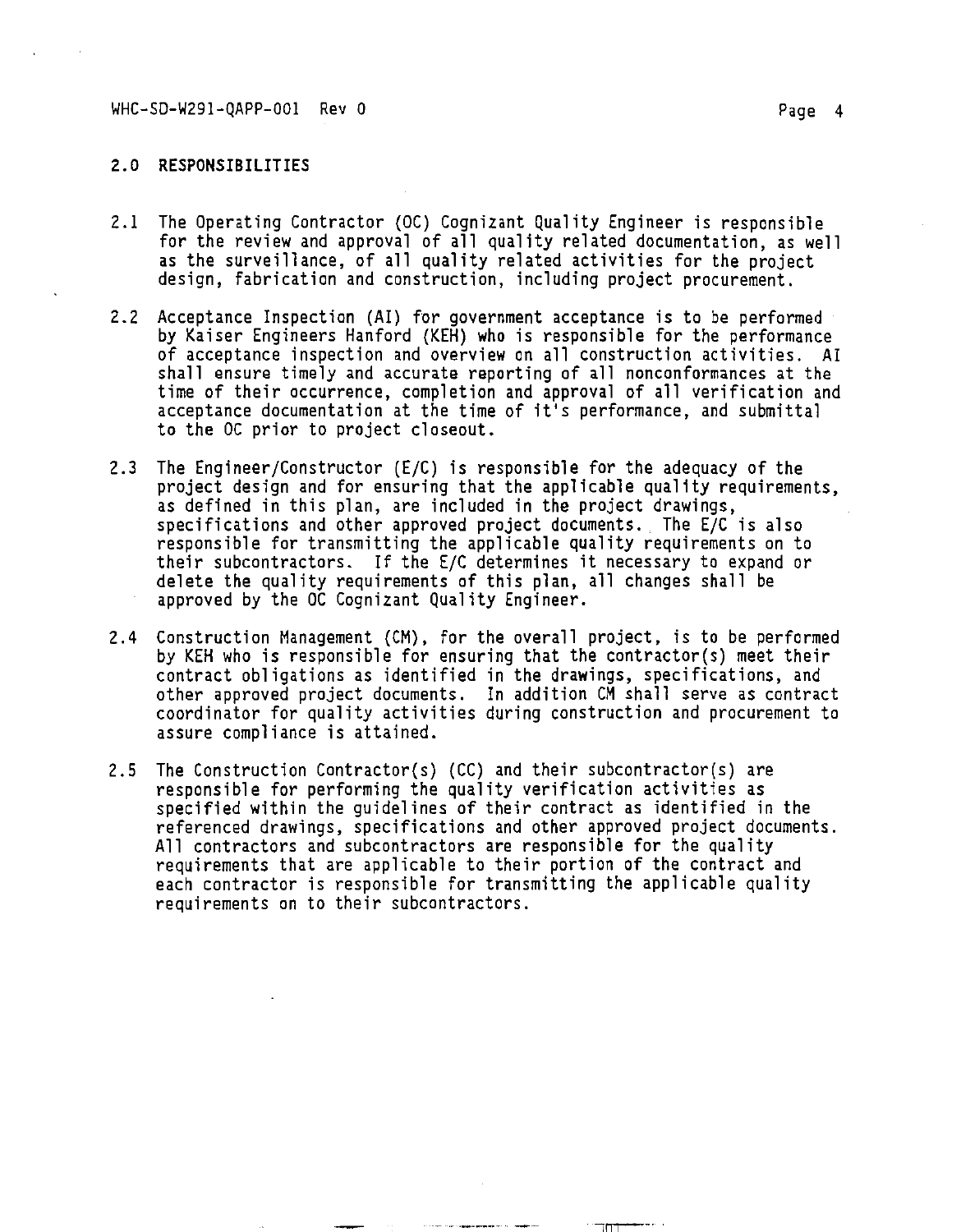## 2.0 RESPONSIBILITIES

2.1 The Operating Contractor (OC) Cognizant Quality Engineer is responsible for the review and approval of all quality related documentation, as well as the surveillance, of all quality related activities for the project design, fabrication and construction, including project procurement.

2.2 Acceptance Inspection (AI) for government acceptance is to be performed by Kaiser Engineers Hanford (KEH) who is responsible for the performance of acceptance inspection and overview on all construction activities. AI shall ensure timely and accurate reporting of all nonconformances at the time of their occurrence, completion and approval of all verification and acceptance documentation at the time of it's performance, and submittal to the OC prior to project closeout.

2.3 The Engineer/Constructor (E/C) is responsible for the adequacy of the project design and for ensuring that the applicable quality requirements, as defined in this plan, are included in the project drawings, specifications and other approved project documents. The E/C is also responsible for transmitting the applicable quality requirements on to their subcontractors. If the E/C determines it necessary to expand or delete the quality requirements of this plan, all changes shall be approved by the OC Cognizant Quality Engineer.

2.4 Construction Management (CM), for the overall project, is to be performed by KEH who is responsible for ensuring that the contractor(s) meet their contract obligations as identified in the drawings, specifications, and other approved project documents. In addition CM shall serve as contract coordinator for quality activities during construction and procurement to assure compliance is attained.

2.5 The Construction Contractor(s) (CC) and their subcontractor(s) are responsible for performing the quality verification activities as specified within the guidelines of their contract as identified in the referenced drawings, specifications and other approved project documents. All contractors and subcontractors are responsible for the quality requirements that are applicable to their portion of the contract and each contractor is responsible for transmitting the applicable quality requirements on to their subcontractors.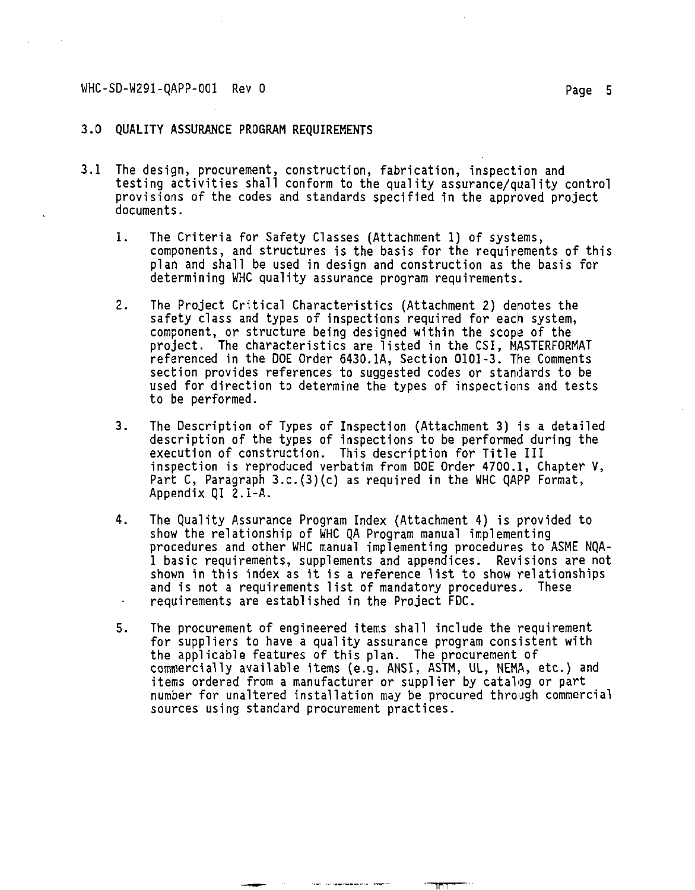## 3.0 QUALITY ASSURANCE PROGRAM REQUIREMENTS

3.1 The design, procurement, construction, fabrication, inspection and testing activities shall conform to the quality assurance/quality control provisions of the codes and standards specified in the approved project documents.

1. The Criteria for Safety Classes (Attachment 1) of systems, components, and structures is the basis for the requirements of this plan and shall be used in design and construction as the basis for determining WHC quality assurance program requirements.

2. The Project Critical Characteristics (Attachment 2) denotes the safety class and types of inspections required for each system, component, or structure being designed within the scope of the project. The characteristics are listed in the CSI, MASTERFORMAT referenced in the DOE Order 6430.1A, Section 0101-3. The Comments section provides references to suggested codes or standards to be used for direction to determine the types of inspections and tests to be performed.

3. The Description of Types of Inspection (Attachment 3) is a detailed description of the types of inspections to be performed during the execution of construction. This description for Title III inspection is reproduced verbatim from DOE Order 4700.1, Chapter V, Part C, Paragraph 3.c.(3)(c) as required in the WHC QAPP Format, Appendix QI 2.1-A.

4. The Quality Assurance Program Index (Attachment 4) is provided to show the relationship of WHC QA Program manual implementing procedures and other WHC manual implementing procedures to ASME NQA-1 basic requirements, supplements and appendices. Revisions are not shown in this index as it is a reference list to show relationships and is not a requirements list of mandatory procedures. These requirements are established in the Project FDC.

5. The procurement of engineered items shall include the requirement for suppliers to have a quality assurance program consistent with the applicable features of this plan. The procurement of commercially available items (e.g. ANSI, ASTM, UL, NEMA, etc.) and items ordered from a manufacturer or supplier by catalog or part number for unaltered installation may be procured through commercial sources using standard procurement practices.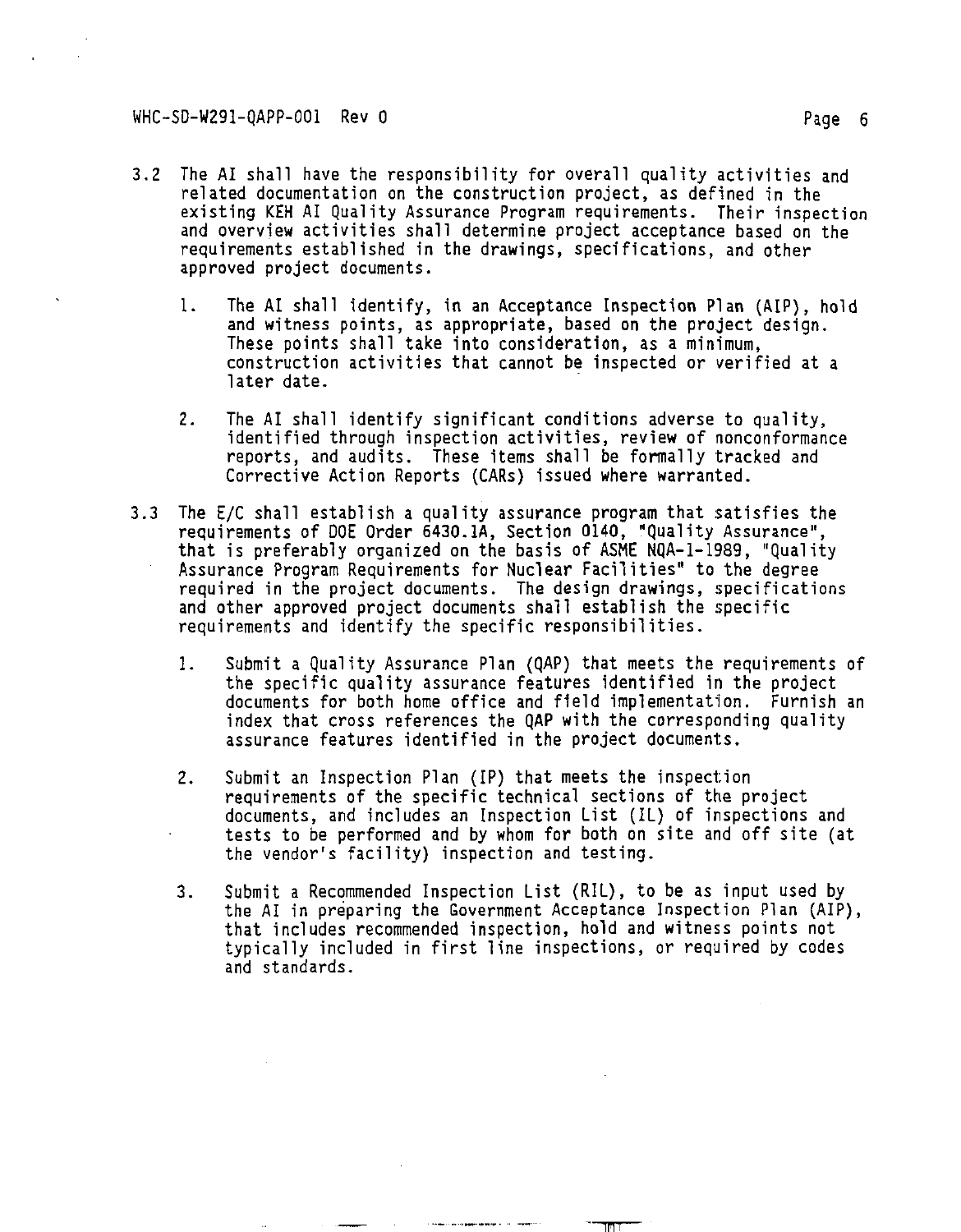3.2 The AI shall have the responsibility for overall quality activities and related documentation on the construction project, as defined in the existing KEH AI Quality Assurance Program requirements. Their inspection and overview activities shall determine project acceptance based on the requirements established in the drawings, specifications, and other approved project documents.

   1. The AI shall identify, in an Acceptance Inspection Plan (AIP), hold and witness points, as appropriate, based on the project design. These points shall take into consideration, as a minimum, construction activities that cannot be inspected or verified at a later date.

   2. The AI shall identify significant conditions adverse to quality, identified through inspection activities, review of nonconformance reports, and audits. These items shall be formally tracked and Corrective Action Reports (CARs) issued where warranted.

3.3 The E/C shall establish a quality assurance program that satisfies the requirements of DOE Order 6430.1A, Section 0140, "Quality Assurance", that is preferably organized on the basis of ASME NQA-1-1989, "Quality Assurance Program Requirements for Nuclear Facilities" to the degree required in the project documents. The design drawings, specifications and other approved project documents shall establish the specific requirements and identify the specific responsibilities.

   1. Submit a Quality Assurance Plan (QAP) that meets the requirements of the specific quality assurance features identified in the project documents for both home office and field implementation. Furnish an index that cross references the QAP with the corresponding quality assurance features identified in the project documents.

   2. Submit an Inspection Plan (IP) that meets the inspection requirements of the specific technical sections of the project documents, and includes an Inspection List (IL) of inspections and tests to be performed and by whom for both on site and off site (at the vendor's facility) inspection and testing.

   3. Submit a Recommended Inspection List (RIL), to be as input used by the AI in preparing the Government Acceptance Inspection Plan (AIP), that includes recommended inspection, hold and witness points not typically included in first line inspections, or required by codes and standards.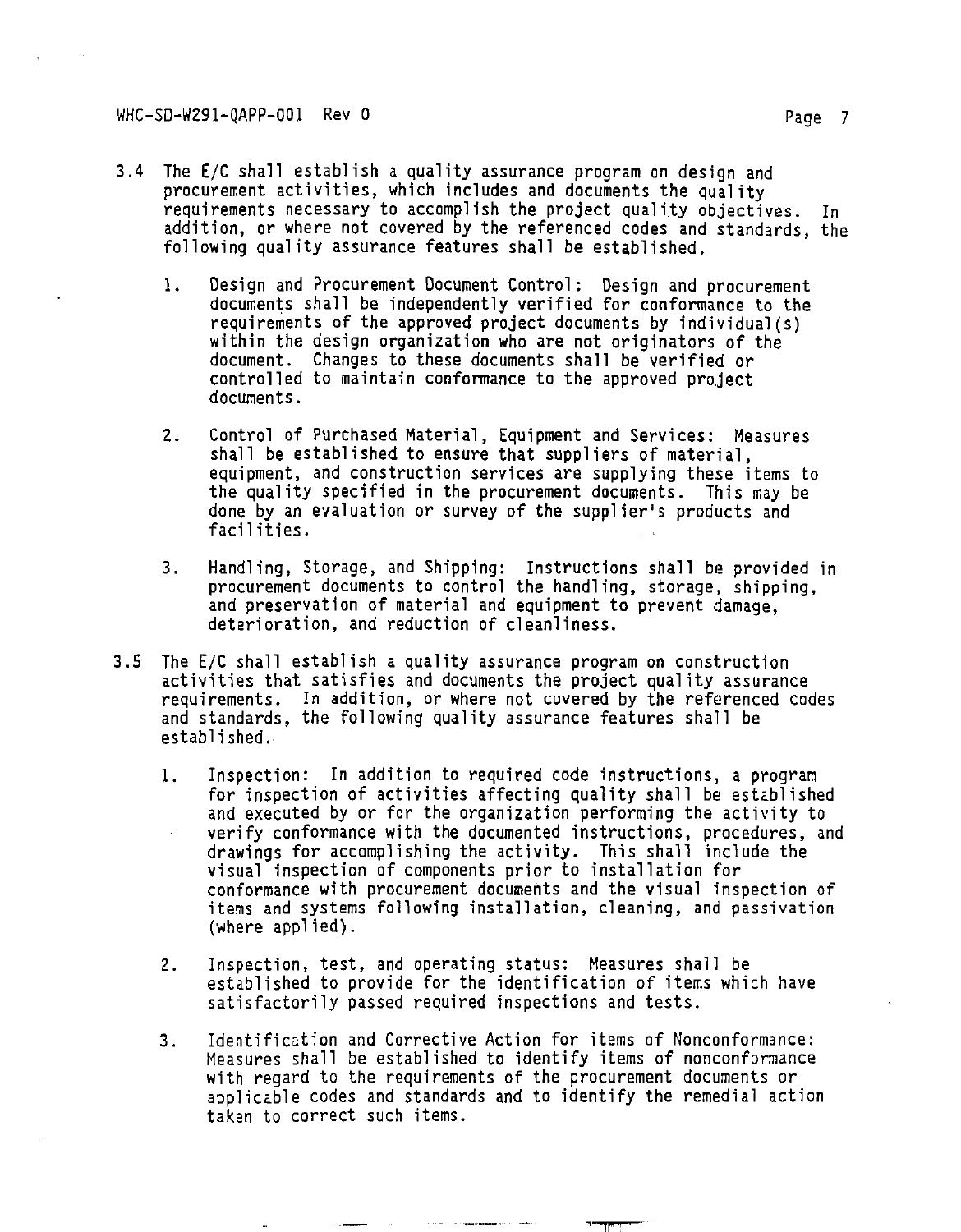3.4 The E/C shall establish a quality assurance program on design and procurement activities, which includes and documents the quality requirements necessary to accomplish the project quality objectives. In addition, or where not covered by the referenced codes and standards, the following quality assurance features shall be established.

   1. Design and Procurement Document Control: Design and procurement documents shall be independently verified for conformance to the requirements of the approved project documents by individual(s) within the design organization who are not originators of the document. Changes to these documents shall be verified or controlled to maintain conformance to the approved project documents.

   2. Control of Purchased Material, Equipment and Services: Measures shall be established to ensure that suppliers of material, equipment, and construction services are supplying these items to the quality specified in the procurement documents. This may be done by an evaluation or survey of the supplier's products and facilities.

   3. Handling, Storage, and Shipping: Instructions shall be provided in procurement documents to control the handling, storage, shipping, and preservation of material and equipment to prevent damage, deterioration, and reduction of cleanliness.

3.5 The E/C shall establish a quality assurance program on construction activities that satisfies and documents the project quality assurance requirements. In addition, or where not covered by the referenced codes and standards, the following quality assurance features shall be established.

   1. Inspection: In addition to required code instructions, a program for inspection of activities affecting quality shall be established and executed by or for the organization performing the activity to verify conformance with the documented instructions, procedures, and drawings for accomplishing the activity. This shall include the visual inspection of components prior to installation for conformance with procurement documents and the visual inspection of items and systems following installation, cleaning, and passivation (where applied).

   2. Inspection, test, and operating status: Measures shall be established to provide for the identification of items which have satisfactorily passed required inspections and tests.

   3. Identification and Corrective Action for items of Nonconformance: Measures shall be established to identify items of nonconformance with regard to the requirements of the procurement documents or applicable codes and standards and to identify the remedial action taken to correct such items.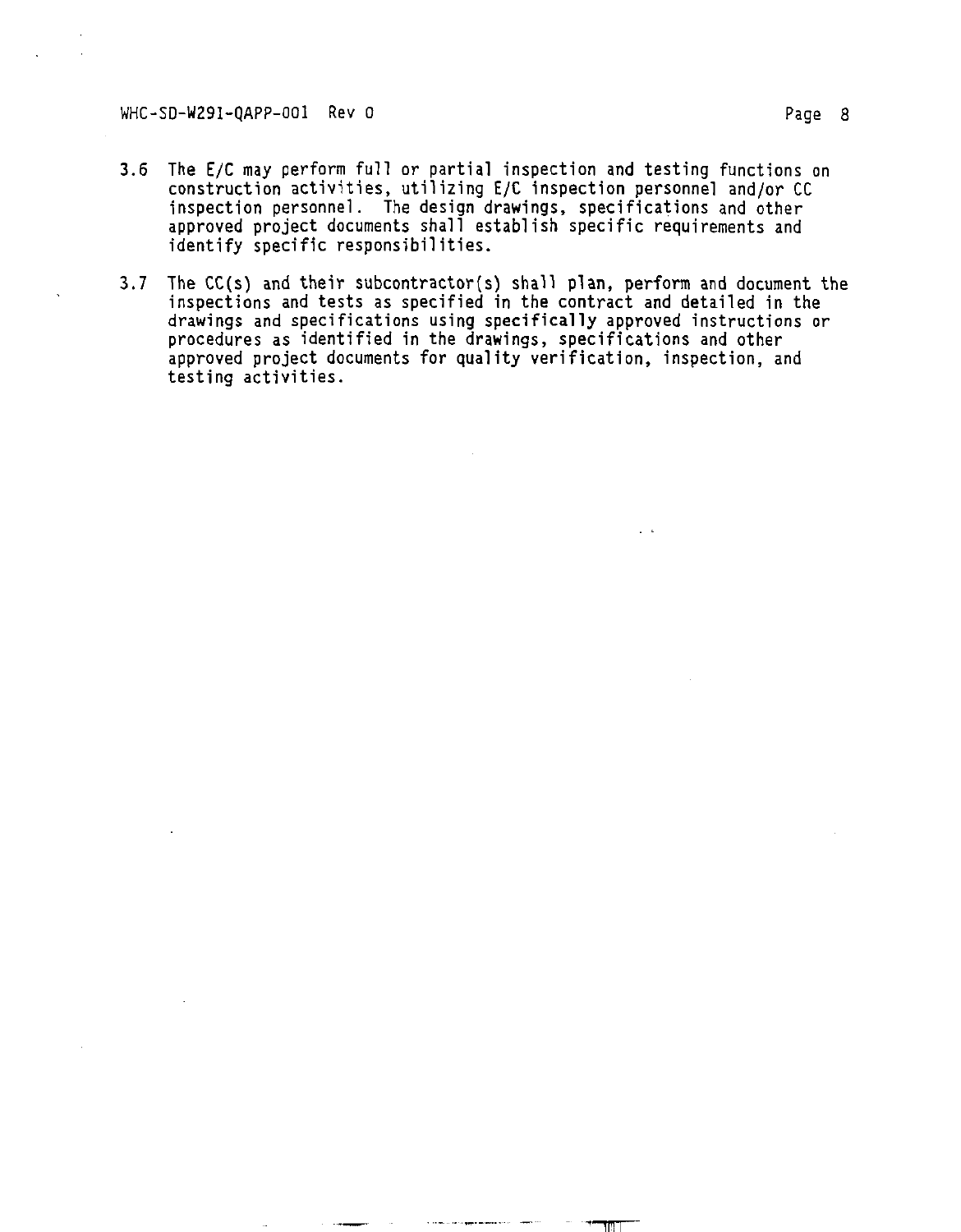3.6 The E/C may perform full or partial inspection and testing functions on construction activities, utilizing E/C inspection personnel and/or CC inspection personnel. The design drawings, specifications and other approved project documents shall establish specific requirements and identify specific responsibilities.

3.7 The CC(s) and their subcontractor(s) shall plan, perform and document the inspections and tests as specified in the contract and detailed in the drawings and specifications using specifically approved instructions or procedures as identified in the drawings, specifications and other approved project documents for quality verification, inspection, and testing activities.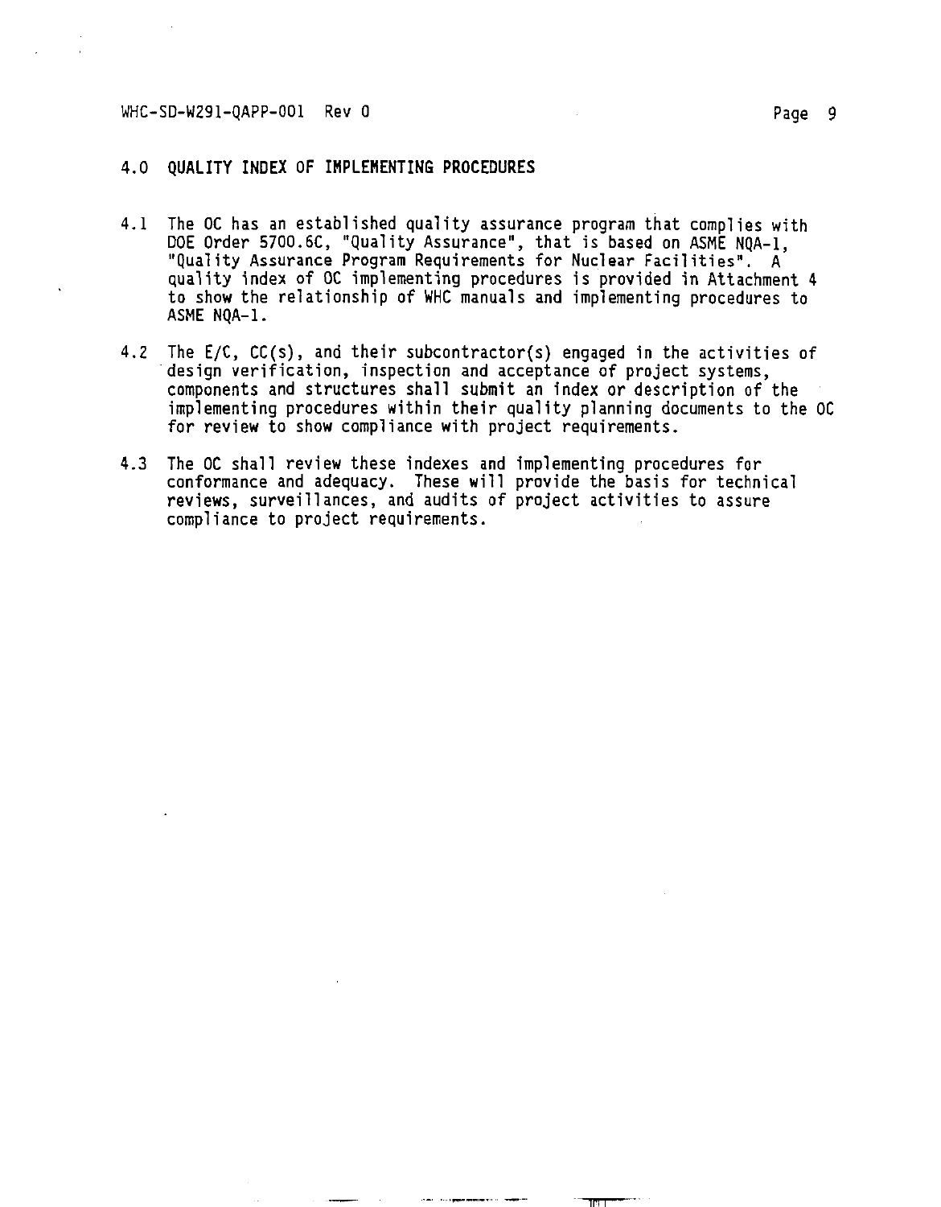## 4.0 QUALITY INDEX OF IMPLEMENTING PROCEDURES

4.1 The OC has an established quality assurance program that complies with DOE Order 5700.6C, "Quality Assurance", that is based on ASME NQA-1, "Quality Assurance Program Requirements for Nuclear Facilities". A quality index of OC implementing procedures is provided in Attachment 4 to show the relationship of WHC manuals and implementing procedures to ASME NQA-1.

4.2 The E/C, CC(s), and their subcontractor(s) engaged in the activities of design verification, inspection and acceptance of project systems, components and structures shall submit an index or description of the implementing procedures within their quality planning documents to the OC for review to show compliance with project requirements.

4.3 The OC shall review these indexes and implementing procedures for conformance and adequacy. These will provide the basis for technical reviews, surveillances, and audits of project activities to assure compliance to project requirements.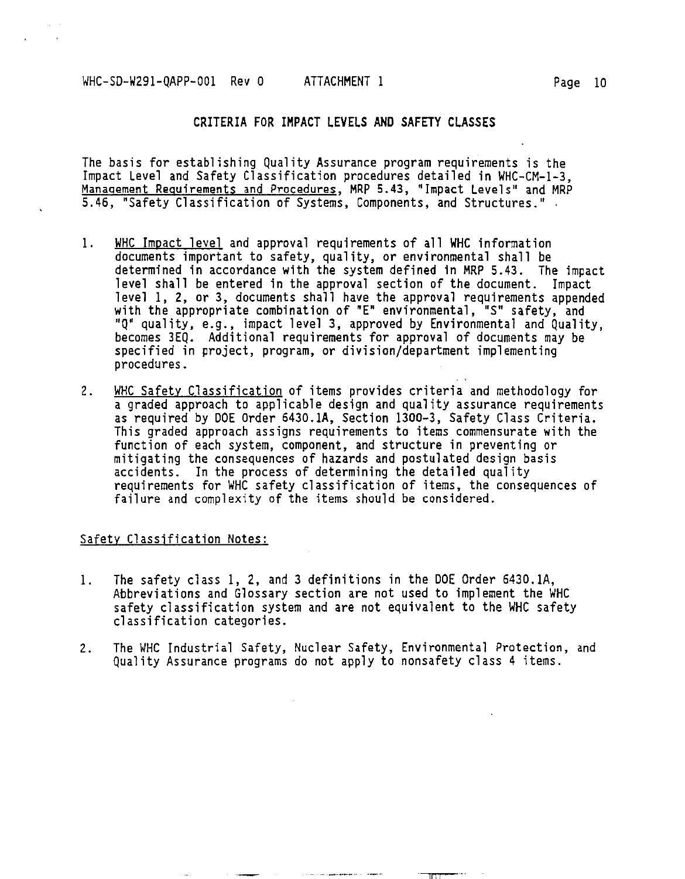## CRITERIA FOR IMPACT LEVELS AND SAFETY CLASSES

The basis for establishing Quality Assurance program requirements is the Impact Level and Safety Classification procedures detailed in WHC-CM-1-3, Management Requirements and Procedures, MRP 5.43, "Impact Levels" and MRP 5.46, "Safety Classification of Systems, Components, and Structures."

1. WHC Impact level and approval requirements of all WHC information documents important to safety, quality, or environmental shall be determined in accordance with the system defined in MRP 5.43. The impact level shall be entered in the approval section of the document. Impact level 1, 2, or 3, documents shall have the approval requirements appended with the appropriate combination of "E" environmental, "S" safety, and "Q" quality, e.g., impact level 3, approved by Environmental and Quality, becomes 3EQ. Additional requirements for approval of documents may be specified in project, program, or division/department implementing procedures.

2. WHC Safety Classification of items provides criteria and methodology for a graded approach to applicable design and quality assurance requirements as required by DOE Order 6430.1A, Section 1300-3, Safety Class Criteria. This graded approach assigns requirements to items commensurate with the function of each system, component, and structure in preventing or mitigating the consequences of hazards and postulated design basis accidents. In the process of determining the detailed quality requirements for WHC safety classification of items, the consequences of failure and complexity of the items should be considered.

Safety Classification Notes:

1. The safety class 1, 2, and 3 definitions in the DOE Order 6430.1A, Abbreviations and Glossary section are not used to implement the WHC safety classification system and are not equivalent to the WHC safety classification categories.

2. The WHC Industrial Safety, Nuclear Safety, Environmental Protection, and Quality Assurance programs do not apply to nonsafety class 4 items.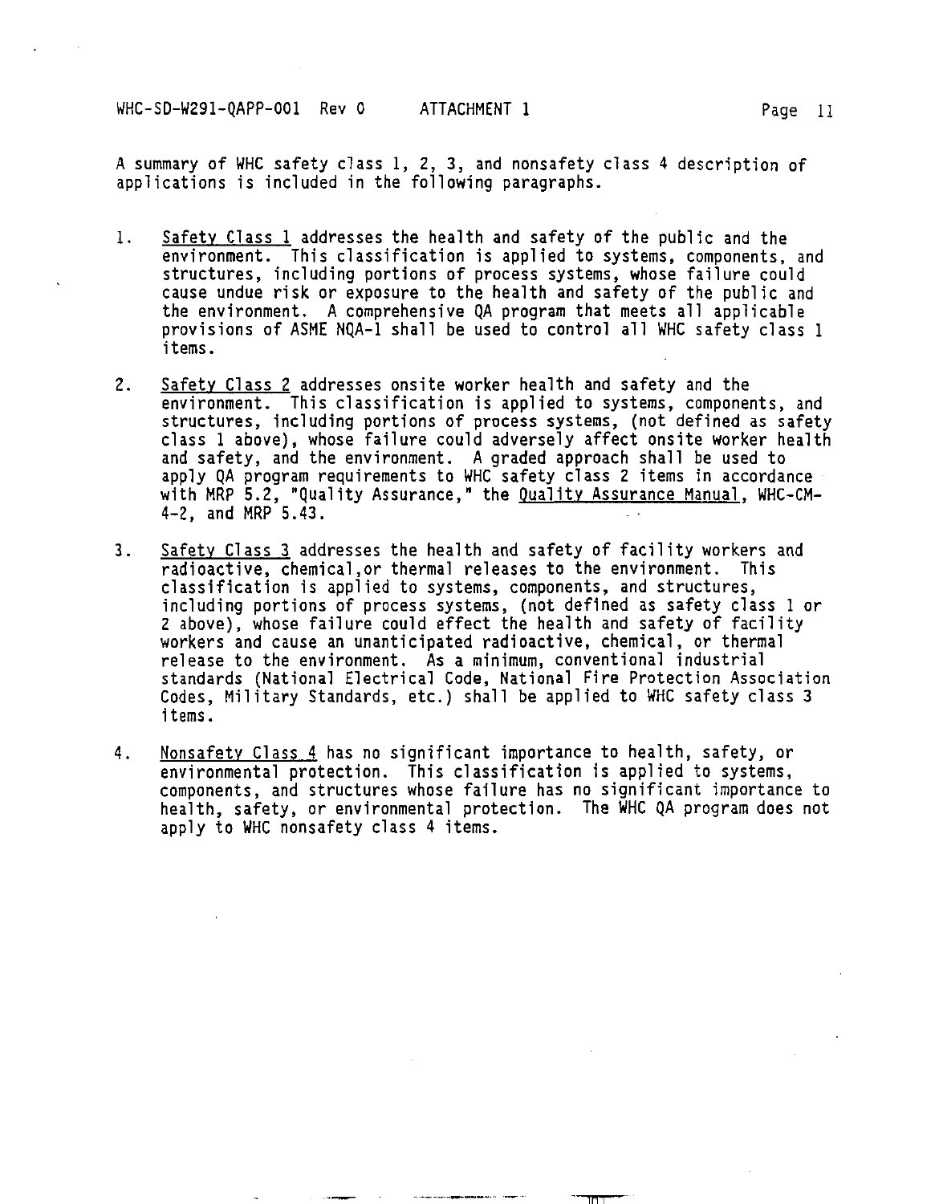A summary of WHC safety class 1, 2, 3, and nonsafety class 4 description of applications is included in the following paragraphs.

1. Safety Class 1 addresses the health and safety of the public and the environment. This classification is applied to systems, components, and structures, including portions of process systems, whose failure could cause undue risk or exposure to the health and safety of the public and the environment. A comprehensive QA program that meets all applicable provisions of ASME NQA-1 shall be used to control all WHC safety class 1 items.

2. Safety Class 2 addresses onsite worker health and safety and the environment. This classification is applied to systems, components, and structures, including portions of process systems, (not defined as safety class 1 above), whose failure could adversely affect onsite worker health and safety, and the environment. A graded approach shall be used to apply QA program requirements to WHC safety class 2 items in accordance with MRP 5.2, "Quality Assurance," the Quality Assurance Manual, WHC-CM-4-2, and MRP 5.43.

3. Safety Class 3 addresses the health and safety of facility workers and radioactive, chemical,or thermal releases to the environment. This classification is applied to systems, components, and structures, including portions of process systems, (not defined as safety class 1 or 2 above), whose failure could effect the health and safety of facility workers and cause an unanticipated radioactive, chemical, or thermal release to the environment. As a minimum, conventional industrial standards (National Electrical Code, National Fire Protection Association Codes, Military Standards, etc.) shall be applied to WHC safety class 3 items.

4. Nonsafety Class 4 has no significant importance to health, safety, or environmental protection. This classification is applied to systems, components, and structures whose failure has no significant importance to health, safety, or environmental protection. The WHC QA program does not apply to WHC nonsafety class 4 items.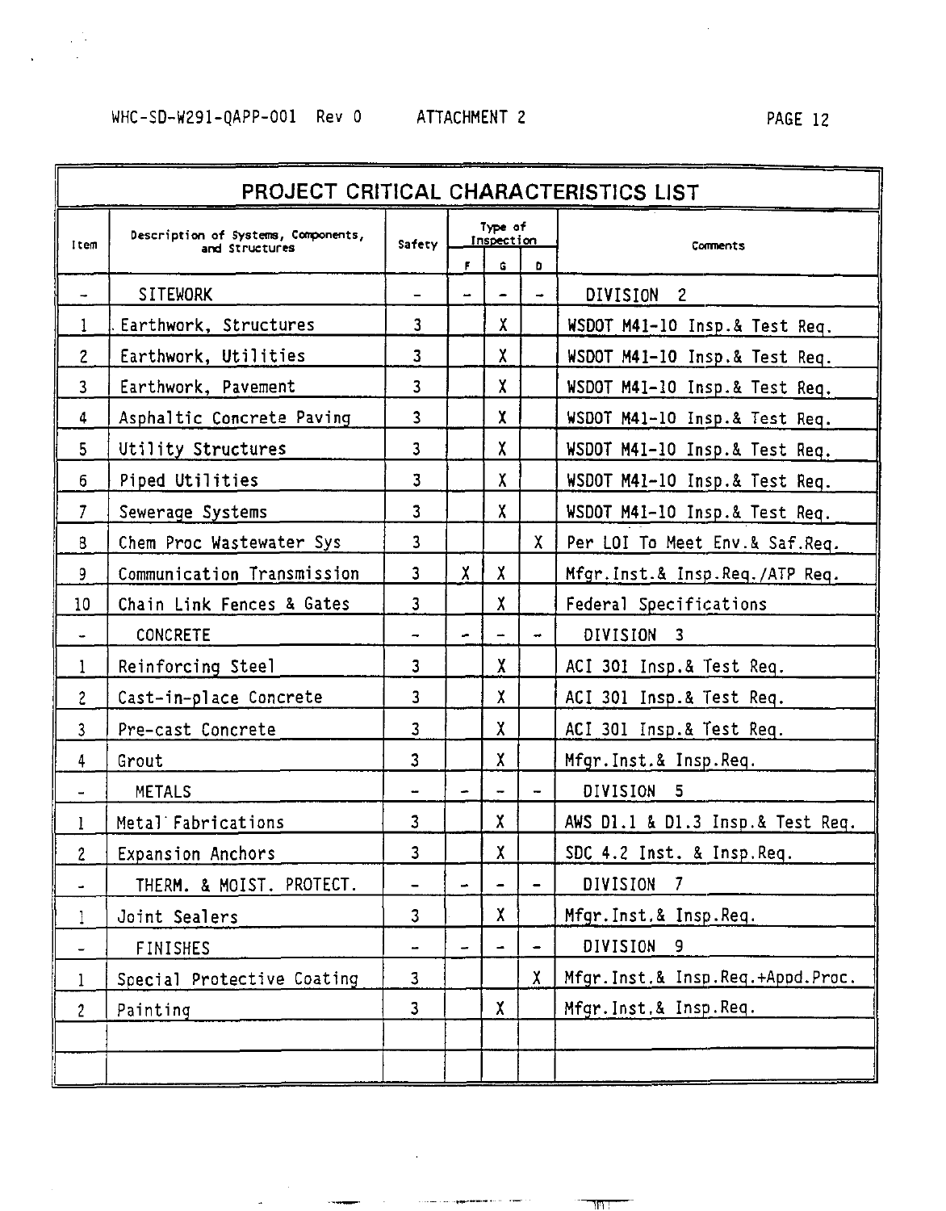## PROJECT CRITICAL CHARACTERISTICS LIST

| Item | Description of Systems, Components, and Structures | Safety | Type of Inspection | | | Comments |
|---|---|---|---|---|---|---|
| | | | F | G | D | |
| - | SITEWORK | - | - | - | - | DIVISION 2 |
| 1 | Earthwork, Structures | 3 | | X | | WSDOT M41-10 Insp.& Test Req. |
| 2 | Earthwork, Utilities | 3 | | X | | WSDOT M41-10 Insp.& Test Req. |
| 3 | Earthwork, Pavement | 3 | | X | | WSDOT M41-10 Insp.& Test Req. |
| 4 | Asphaltic Concrete Paving | 3 | | X | | WSDOT M41-10 Insp.& Test Req. |
| 5 | Utility Structures | 3 | | X | | WSDOT M41-10 Insp.& Test Req. |
| 6 | Piped Utilities | 3 | | X | | WSDOT M41-10 Insp.& Test Req. |
| 7 | Sewerage Systems | 3 | | X | | WSDOT M41-10 Insp.& Test Req. |
| 8 | Chem Proc Wastewater Sys | 3 | | | X | Per LOI To Meet Env.& Saf.Req. |
| 9 | Communication Transmission | 3 | X | X | | Mfgr.Inst.& Insp.Req./ATP Req. |
| 10 | Chain Link Fences & Gates | 3 | | X | | Federal Specifications |
| - | CONCRETE | - | - | - | - | DIVISION 3 |
| 1 | Reinforcing Steel | 3 | | X | | ACI 301 Insp.& Test Req. |
| 2 | Cast-in-place Concrete | 3 | | X | | ACI 301 Insp.& Test Req. |
| 3 | Pre-cast Concrete | 3 | | X | | ACI 301 Insp.& Test Req. |
| 4 | Grout | 3 | | X | | Mfgr.Inst.& Insp.Req. |
| - | METALS | - | - | - | - | DIVISION 5 |
| 1 | Metal Fabrications | 3 | | X | | AWS D1.1 & D1.3 Insp.& Test Req. |
| 2 | Expansion Anchors | 3 | | X | | SDC 4.2 Inst. & Insp.Req. |
| - | THERM. & MOIST. PROTECT. | - | - | - | - | DIVISION 7 |
| 1 | Joint Sealers | 3 | | X | | Mfgr.Inst.& Insp.Req. |
| - | FINISHES | - | - | - | - | DIVISION 9 |
| 1 | Special Protective Coating | 3 | | | X | Mfgr.Inst.& Insp.Req.+Appd.Proc. |
| 2 | Painting | 3 | | X | | Mfgr.Inst.& Insp.Req. |
| | | | | | | |
| | | | | | | |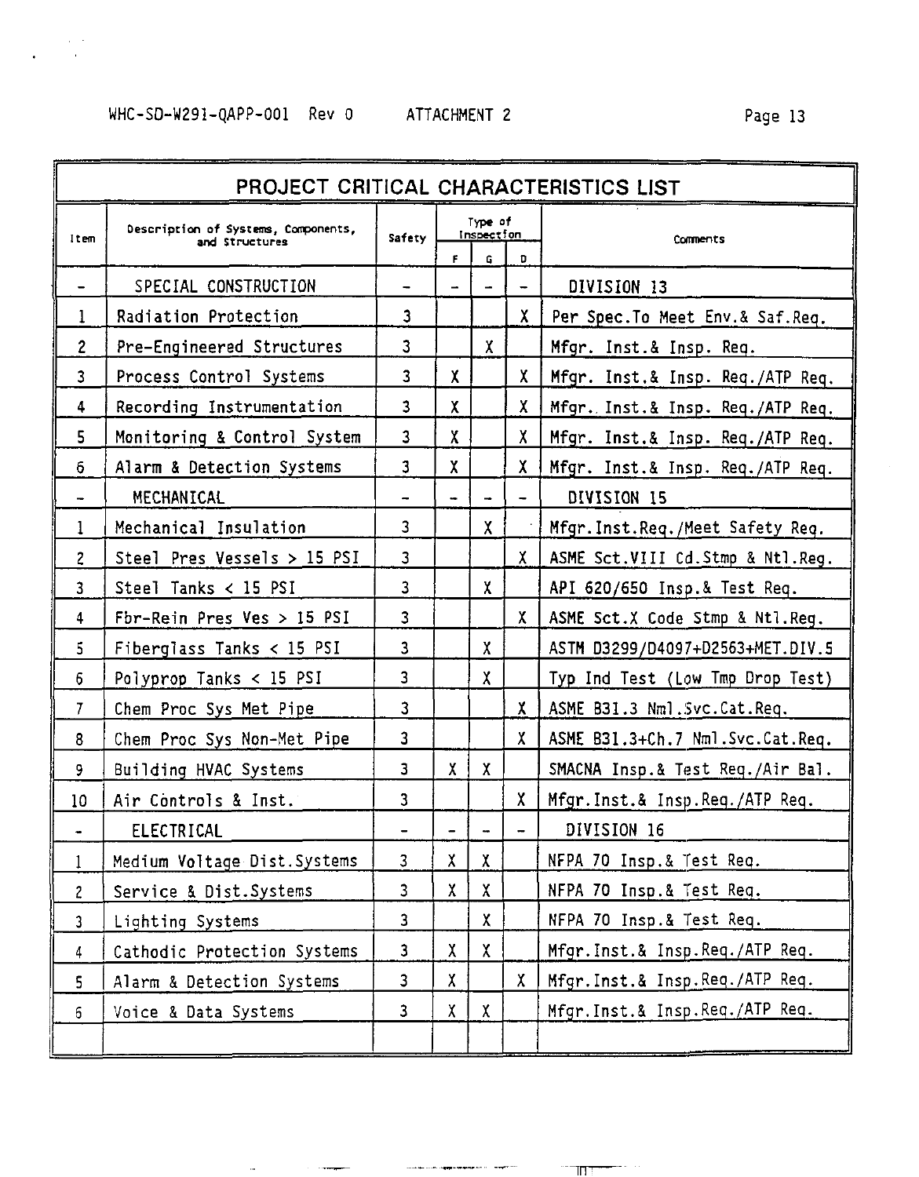# PROJECT CRITICAL CHARACTERISTICS LIST

| Item | Description of Systems, Components, and Structures | Safety | Type of Inspection | | | Comments |
|---|---|---|---|---|---|---|
| | | | F | G | D | |
| - | SPECIAL CONSTRUCTION | - | - | - | - | DIVISION 13 |
| 1 | Radiation Protection | 3 | | | X | Per Spec.To Meet Env.& Saf.Req. |
| 2 | Pre-Engineered Structures | 3 | | X | | Mfgr. Inst.& Insp. Req. |
| 3 | Process Control Systems | 3 | X | | X | Mfgr. Inst.& Insp. Req./ATP Req. |
| 4 | Recording Instrumentation | 3 | X | | X | Mfgr. Inst.& Insp. Req./ATP Req. |
| 5 | Monitoring & Control System | 3 | X | | X | Mfgr. Inst.& Insp. Req./ATP Req. |
| 6 | Alarm & Detection Systems | 3 | X | | X | Mfgr. Inst.& Insp. Req./ATP Req. |
| - | MECHANICAL | - | - | - | - | DIVISION 15 |
| 1 | Mechanical Insulation | 3 | | X | | Mfgr.Inst.Req./Meet Safety Req. |
| 2 | Steel Pres Vessels > 15 PSI | 3 | | | X | ASME Sct.VIII Cd.Stmp & Ntl.Reg. |
| 3 | Steel Tanks < 15 PSI | 3 | | X | | API 620/650 Insp.& Test Req. |
| 4 | Fbr-Rein Pres Ves > 15 PSI | 3 | | | X | ASME Sct.X Code Stmp & Ntl.Reg. |
| 5 | Fiberglass Tanks < 15 PSI | 3 | | X | | ASTM D3299/D4097+D2563+MET.DIV.5 |
| 6 | Polyprop Tanks < 15 PSI | 3 | | X | | Typ Ind Test (Low Tmp Drop Test) |
| 7 | Chem Proc Sys Met Pipe | 3 | | | X | ASME B31.3 Nml.Svc.Cat.Req. |
| 8 | Chem Proc Sys Non-Met Pipe | 3 | | | X | ASME B31.3+Ch.7 Nml.Svc.Cat.Req. |
| 9 | Building HVAC Systems | 3 | X | X | | SMACNA Insp.& Test Req./Air Bal. |
| 10 | Air Controls & Inst. | 3 | | | X | Mfgr.Inst.& Insp.Req./ATP Req. |
| - | ELECTRICAL | - | - | - | - | DIVISION 16 |
| 1 | Medium Voltage Dist.Systems | 3 | X | X | | NFPA 70 Insp.& Test Req. |
| 2 | Service & Dist.Systems | 3 | X | X | | NFPA 70 Insp.& Test Req. |
| 3 | Lighting Systems | 3 | | X | | NFPA 70 Insp.& Test Req. |
| 4 | Cathodic Protection Systems | 3 | X | X | | Mfgr.Inst.& Insp.Req./ATP Req. |
| 5 | Alarm & Detection Systems | 3 | X | | X | Mfgr.Inst.& Insp.Req./ATP Req. |
| 6 | Voice & Data Systems | 3 | X | X | | Mfgr.Inst.& Insp.Req./ATP Req. |
| | | | | | | |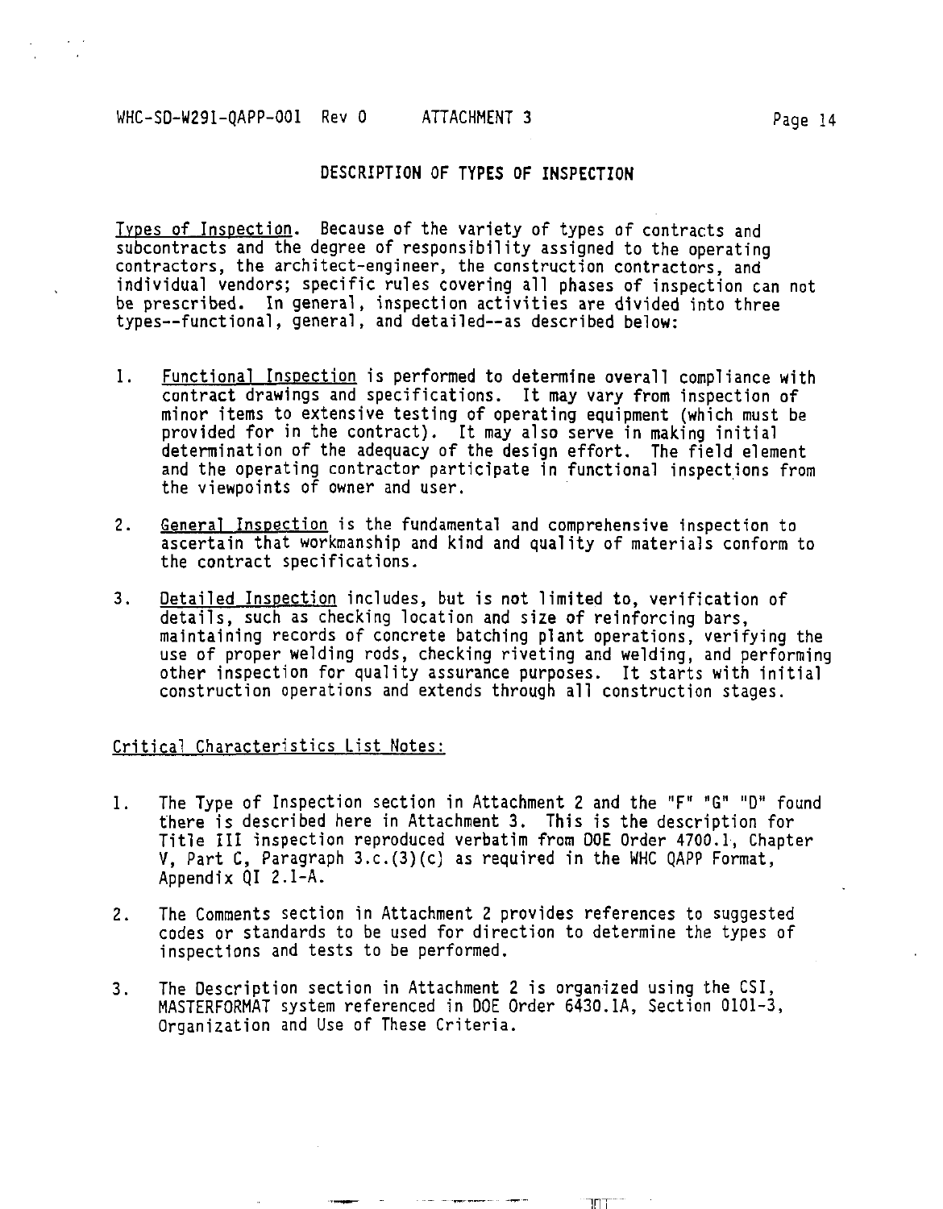## DESCRIPTION OF TYPES OF INSPECTION

Types of Inspection. Because of the variety of types of contracts and subcontracts and the degree of responsibility assigned to the operating contractors, the architect-engineer, the construction contractors, and individual vendors; specific rules covering all phases of inspection can not be prescribed. In general, inspection activities are divided into three types--functional, general, and detailed--as described below:

1. Functional Inspection is performed to determine overall compliance with contract drawings and specifications. It may vary from inspection of minor items to extensive testing of operating equipment (which must be provided for in the contract). It may also serve in making initial determination of the adequacy of the design effort. The field element and the operating contractor participate in functional inspections from the viewpoints of owner and user.

2. General Inspection is the fundamental and comprehensive inspection to ascertain that workmanship and kind and quality of materials conform to the contract specifications.

3. Detailed Inspection includes, but is not limited to, verification of details, such as checking location and size of reinforcing bars, maintaining records of concrete batching plant operations, verifying the use of proper welding rods, checking riveting and welding, and performing other inspection for quality assurance purposes. It starts with initial construction operations and extends through all construction stages.

Critical Characteristics List Notes:

1. The Type of Inspection section in Attachment 2 and the "F" "G" "D" found there is described here in Attachment 3. This is the description for Title III inspection reproduced verbatim from DOE Order 4700.1, Chapter V, Part C, Paragraph 3.c.(3)(c) as required in the WHC QAPP Format, Appendix QI 2.1-A.

2. The Comments section in Attachment 2 provides references to suggested codes or standards to be used for direction to determine the types of inspections and tests to be performed.

3. The Description section in Attachment 2 is organized using the CSI, MASTERFORMAT system referenced in DOE Order 6430.1A, Section 0101-3, Organization and Use of These Criteria.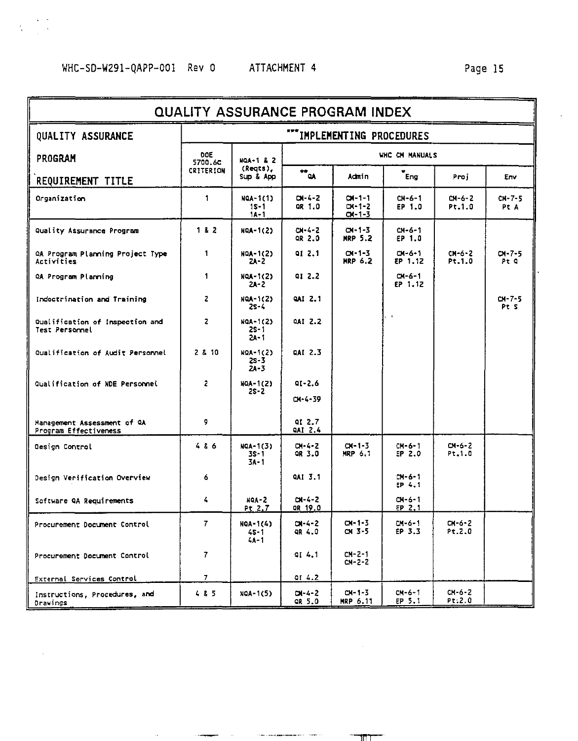# QUALITY ASSURANCE PROGRAM INDEX

| QUALITY ASSURANCE PROGRAM REQUIREMENT TITLE | ***IMPLEMENTING PROCEDURES | | | | | | |
|---|---|---|---|---|---|---|---|
| | DOE 5700.6C CRITERION | NQA-1 & 2 (Reqts), Sup & App | WHC CM MANUALS | | | | |
| | | | **QA | Admin | *Eng | Proj | Env |
| Organization | 1 | NQA-1(1) 1S-1 1A-1 | CM-4-2 QR 1.0 | CM-1-1 CM-1-2 CM-1-3 | CM-6-1 EP 1.0 | CM-6-2 Pt.1.0 | CM-7-5 Pt A |
| Quality Assurance Program | 1 & 2 | NQA-1(2) | CM-4-2 QR 2.0 | CM-1-3 MRP 5.2 | CM-6-1 EP 1.0 | | |
| QA Program Planning Project Type Activities | 1 | NQA-1(2) 2A-2 | QI 2.1 | CM-1-3 MRP 6.2 | CM-6-1 EP 1.12 | CM-6-2 Pt.1.0 | CM-7-5 Pt Q |
| QA Program Planning | 1 | NQA-1(2) 2A-2 | QI 2.2 | | CM-6-1 EP 1.12 | | |
| Indoctrination and Training | 2 | NQA-1(2) 2S-4 | QAI 2.1 | | | | CM-7-5 Pt S |
| Qualification of Inspection and Test Personnel | 2 | NQA-1(2) 2S-1 2A-1 | QAI 2.2 | | | | |
| Qualification of Audit Personnel | 2 & 10 | NQA-1(2) 2S-3 2A-3 | QAI 2.3 | | | | |
| Qualification of NDE Personnel | 2 | NQA-1(2) 2S-2 | QI-2.6 CM-4-39 | | | | |
| Management Assessment of QA Program Effectiveness | 9 | | QI 2.7 QAI 2.4 | | | | |
| Design Control | 4 & 6 | NQA-1(3) 3S-1 3A-1 | CM-4-2 QR 3.0 | CM-1-3 MRP 6.1 | CM-6-1 EP 2.0 | CM-6-2 Pt.1.0 | |
| Design Verification Overview | 6 | | QAI 3.1 | | CM-6-1 EP 4.1 | | |
| Software QA Requirements | 4 | NQA-2 Pt 2.7 | CM-4-2 QR 19.0 | | CM-6-1 EP 2.1 | | |
| Procurement Document Control | 7 | NQA-1(4) 4S-1 4A-1 | CM-4-2 QR 4.0 | CM-1-3 CM 3-5 | CM-6-1 EP 3.3 | CM-6-2 Pt.2.0 | |
| Procurement Document Control | 7 | | QI 4.1 | CM-2-1 CM-2-2 | | | |
| External Services Control | 7 | | QI 4.2 | | | | |
| Instructions, Procedures, and Drawings | 4 & 5 | NQA-1(5) | CM-4-2 QR 5.0 | CM-1-3 MRP 6.11 | CM-6-1 EP 5.1 | CM-6-2 Pt:2.0 | |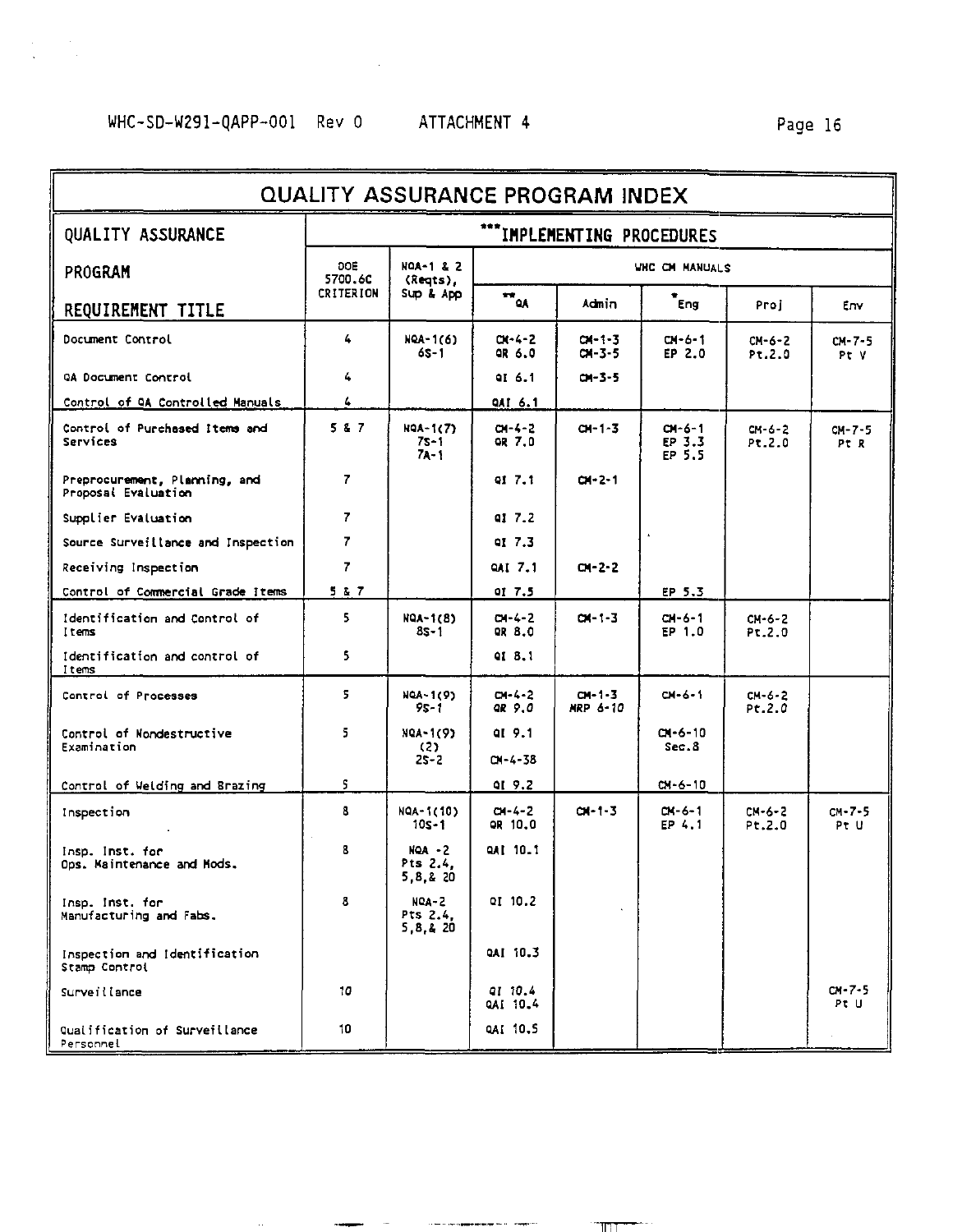WHC-SD-W291-QAPP-001 Rev 0 ATTACHMENT 4

| QUALITY ASSURANCE PROGRAM INDEX | | | | | | | |
|---|---|---|---|---|---|---|---|
| QUALITY ASSURANCE PROGRAM REQUIREMENT TITLE | ***IMPLEMENTING PROCEDURES | | | | | | |
| | DOE 5700.6C CRITERION | NQA-1 & 2 (Reqts), Sup & App | WHC CM MANUALS | | | | |
| | | | **QA | Admin | *Eng | Proj | Env |
| Document Control | 4 | NQA-1(6) 6S-1 | CM-4-2 QR 6.0 | CM-1-3 CM-3-5 | CM-6-1 EP 2.0 | CM-6-2 Pt.2.0 | CM-7-5 Pt V |
| QA Document Control | 4 | | QI 6.1 | CM-3-5 | | | |
| Control of QA Controlled Manuals | 4 | | QAI 6.1 | | | | |
| Control of Purchased Items and Services | 5 & 7 | NQA-1(7) 7S-1 7A-1 | CM-4-2 QR 7.0 | CM-1-3 | CM-6-1 EP 3.3 EP 5.5 | CM-6-2 Pt.2.0 | CM-7-5 Pt R |
| Preprocurement, Planning, and Proposal Evaluation | 7 | | QI 7.1 | CM-2-1 | | | |
| Supplier Evaluation | 7 | | QI 7.2 | | | | |
| Source Surveillance and Inspection | 7 | | QI 7.3 | | | | |
| Receiving Inspection | 7 | | QAI 7.1 | CM-2-2 | | | |
| Control of Commercial Grade Items | 5 & 7 | | QI 7.5 | | EP 5.3 | | |
| Identification and Control of Items | 5 | NQA-1(8) 8S-1 | CM-4-2 QR 8.0 | CM-1-3 | CM-6-1 EP 1.0 | CM-6-2 Pt.2.0 | |
| Identification and control of Items | 5 | | QI 8.1 | | | | |
| Control of Processes | 5 | NQA-1(9) 9S-1 | CM-4-2 QR 9.0 | CM-1-3 MRP 6-10 | CM-6-1 | CM-6-2 Pt.2.0 | |
| Control of Nondestructive Examination | 5 | NQA-1(9) (2) 2S-2 | QI 9.1 CM-4-38 | | CM-6-10 Sec.8 | | |
| Control of Welding and Brazing | 5 | | QI 9.2 | | CM-6-10 | | |
| Inspection | 8 | NQA-1(10) 10S-1 | CM-4-2 QR 10.0 | CM-1-3 | CM-6-1 EP 4.1 | CM-6-2 Pt.2.0 | CM-7-5 Pt U |
| Insp. Inst. for Ops. Maintenance and Mods. | 8 | NQA -2 Pts 2.4, 5,8,& 20 | QAI 10.1 | | | | |
| Insp. Inst. for Manufacturing and Fabs. | 8 | NQA-2 Pts 2.4, 5,8,& 20 | QI 10.2 | | | | |
| Inspection and Identification Stamp Control | | | QAI 10.3 | | | | |
| Surveillance | 10 | | QI 10.4 QAI 10.4 | | | | CM-7-5 Pt U |
| Qualification of Surveillance Personnel | 10 | | QAI 10.5 | | | | |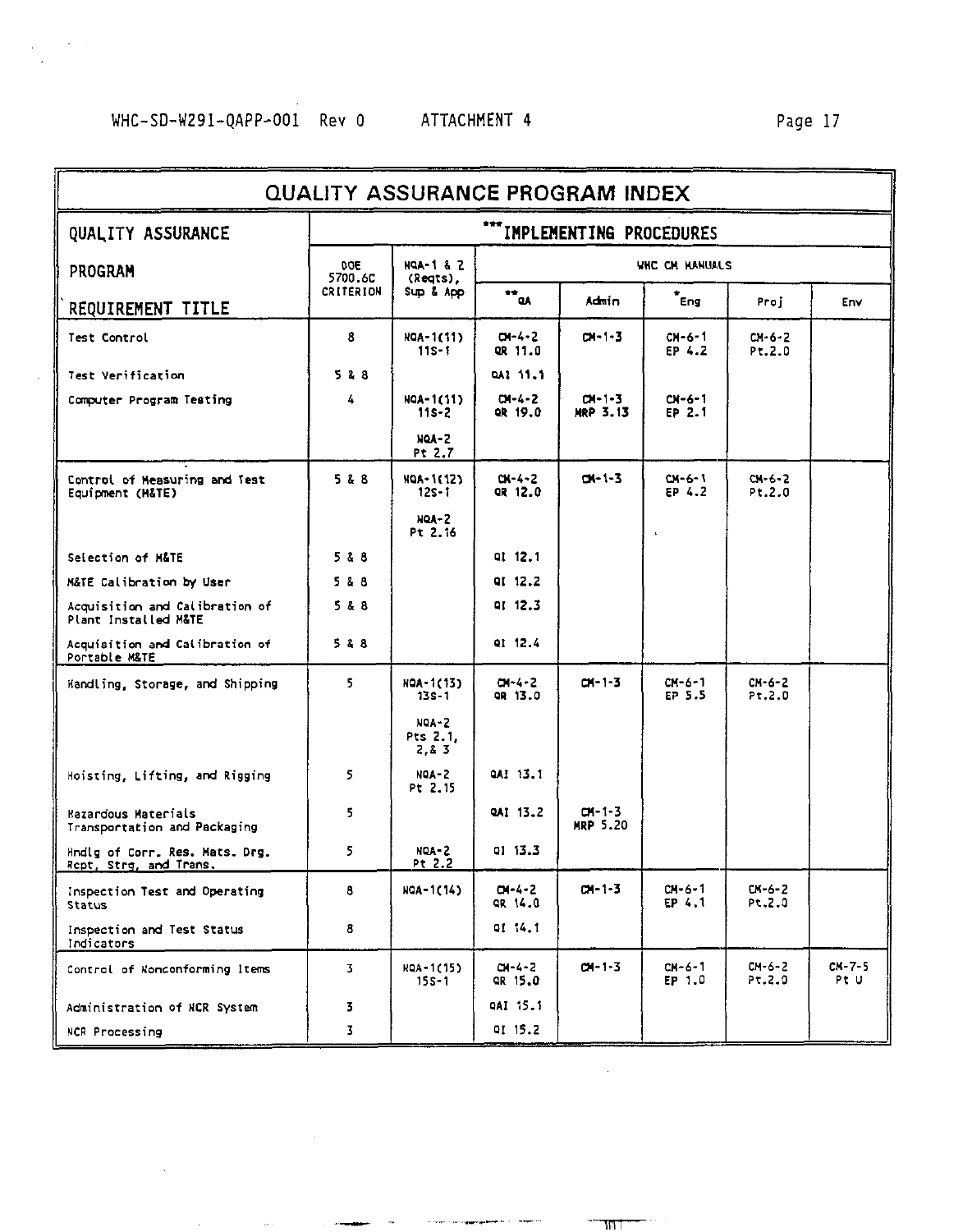# QUALITY ASSURANCE PROGRAM INDEX

| QUALITY ASSURANCE PROGRAM REQUIREMENT TITLE | ***IMPLEMENTING PROCEDURES | | | | | | |
|---|---|---|---|---|---|---|---|
| | DOE 5700.6C CRITERION | NQA-1 & 2 (Reqts), Sup & App | WHC CM MANUALS | | | | |
| | | | **QA | Admin | *Eng | Proj | Env |
| Test Control | 8 | NQA-1(11) 11S-1 | CM-4-2 QR 11.0 | CM-1-3 | CM-6-1 EP 4.2 | CM-6-2 Pt.2.0 | |
| Test Verification | 5 & 8 | | QAI 11.1 | | | | |
| Computer Program Testing | 4 | NQA-1(11) 11S-2 | CM-4-2 QR 19.0 | CM-1-3 MRP 3.13 | CM-6-1 EP 2.1 | | |
| | | NQA-2 Pt 2.7 | | | | | |
| Control of Measuring and Test Equipment (M&TE) | 5 & 8 | NQA-1(12) 12S-1 | CM-4-2 QR 12.0 | CM-1-3 | CM-6-1 EP 4.2 | CM-6-2 Pt.2.0 | |
| | | NQA-2 Pt 2.16 | | | | | |
| Selection of M&TE | 5 & 8 | | QI 12.1 | | | | |
| M&TE Calibration by User | 5 & 8 | | QI 12.2 | | | | |
| Acquisition and Calibration of Plant Installed M&TE | 5 & 8 | | QI 12.3 | | | | |
| Acquisition and Calibration of Portable M&TE | 5 & 8 | | QI 12.4 | | | | |
| Handling, Storage, and Shipping | 5 | NQA-1(13) 13S-1 | CM-4-2 QR 13.0 | CM-1-3 | CM-6-1 EP 5.5 | CM-6-2 Pt.2.0 | |
| | | NQA-2 Pts 2.1, 2,& 3 | | | | | |
| Hoisting, Lifting, and Rigging | 5 | NQA-2 Pt 2.15 | QAI 13.1 | | | | |
| Hazardous Materials Transportation and Packaging | 5 | | QAI 13.2 | CM-1-3 MRP 5.20 | | | |
| Hndlg of Corr. Res. Mats. Drg. Rcpt, Strg, and Trans. | 5 | NQA-2 Pt 2.2 | QI 13.3 | | | | |
| Inspection Test and Operating Status | 8 | NQA-1(14) | CM-4-2 QR 14.0 | CM-1-3 | CM-6-1 EP 4.1 | CM-6-2 Pt.2.0 | |
| Inspection and Test Status Indicators | 8 | | QI 14.1 | | | | |
| Control of Nonconforming Items | 3 | NQA-1(15) 15S-1 | CM-4-2 QR 15.0 | CM-1-3 | CM-6-1 EP 1.0 | CM-6-2 Pt.2.0 | CM-7-5 Pt U |
| Administration of NCR System | 3 | | QAI 15.1 | | | | |
| NCR Processing | 3 | | QI 15.2 | | | | |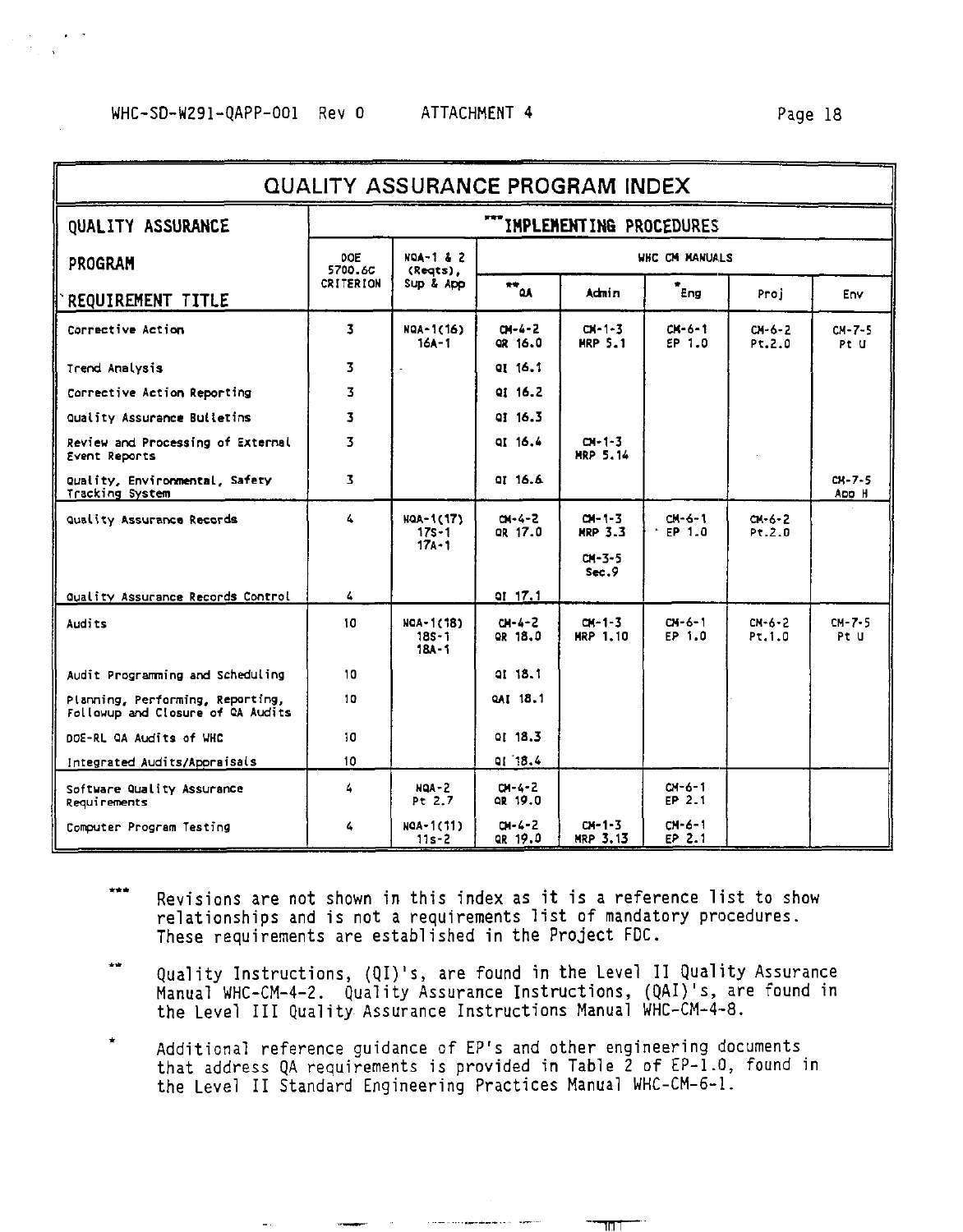| QUALITY ASSURANCE PROGRAM INDEX | | | | | | | |
|---|---|---|---|---|---|---|---|
| QUALITY ASSURANCE PROGRAM REQUIREMENT TITLE | *** IMPLEMENTING PROCEDURES | | | | | | |
| | DOE 5700.6C CRITERION | NQA-1 & 2 (Reqts), Sup & App | WHC CM MANUALS | | | | |
| | | | ** QA | Admin | * Eng | Proj | Env |
| Corrective Action | 3 | NQA-1(16) 16A-1 | CM-4-2 QR 16.0 | CM-1-3 MRP 5.1 | CM-6-1 EP 1.0 | CM-6-2 Pt.2.0 | CM-7-5 Pt U |
| Trend Analysis | 3 | | QI 16.1 | | | | |
| Corrective Action Reporting | 3 | | QI 16.2 | | | | |
| Quality Assurance Bulletins | 3 | | QI 16.3 | | | | |
| Review and Processing of External Event Reports | 3 | | QI 16.4 | CM-1-3 MRP 5.14 | | | |
| Quality, Environmental, Safety Tracking System | 3 | | QI 16.6 | | | | CM-7-5 App H |
| Quality Assurance Records | 4 | NQA-1(17) 17S-1 17A-1 | CM-4-2 QR 17.0 | CM-1-3 MRP 3.3<br>CM-3-5 Sec.9 | CM-6-1 EP 1.0 | CM-6-2 Pt.2.0 | |
| Quality Assurance Records Control | 4 | | QI 17.1 | | | | |
| Audits | 10 | NQA-1(18) 18S-1 18A-1 | CM-4-2 QR 18.0 | CM-1-3 MRP 1.10 | CM-6-1 EP 1.0 | CM-6-2 Pt.1.0 | CM-7-5 Pt U |
| Audit Programming and Scheduling | 10 | | QI 18.1 | | | | |
| Planning, Performing, Reporting, Followup and Closure of QA Audits | 10 | | QAI 18.1 | | | | |
| DOE-RL QA Audits of WHC | 10 | | QI 18.3 | | | | |
| Integrated Audits/Appraisals | 10 | | QI 18.4 | | | | |
| Software Quality Assurance Requirements | 4 | NQA-2 Pt 2.7 | CM-4-2 QR 19.0 | | CM-6-1 EP 2.1 | | |
| Computer Program Testing | 4 | NQA-1(11) 11S-2 | CM-4-2 QR 19.0 | CM-1-3 MRP 3.13 | CM-6-1 EP 2.1 | | |

*** Revisions are not shown in this index as it is a reference list to show relationships and is not a requirements list of mandatory procedures. These requirements are established in the Project FDC.

** Quality Instructions, (QI)'s, are found in the Level II Quality Assurance Manual WHC-CM-4-2. Quality Assurance Instructions, (QAI)'s, are found in the Level III Quality Assurance Instructions Manual WHC-CM-4-8.

* Additional reference guidance of EP's and other engineering documents that address QA requirements is provided in Table 2 of EP-1.0, found in the Level II Standard Engineering Practices Manual WHC-CM-6-1.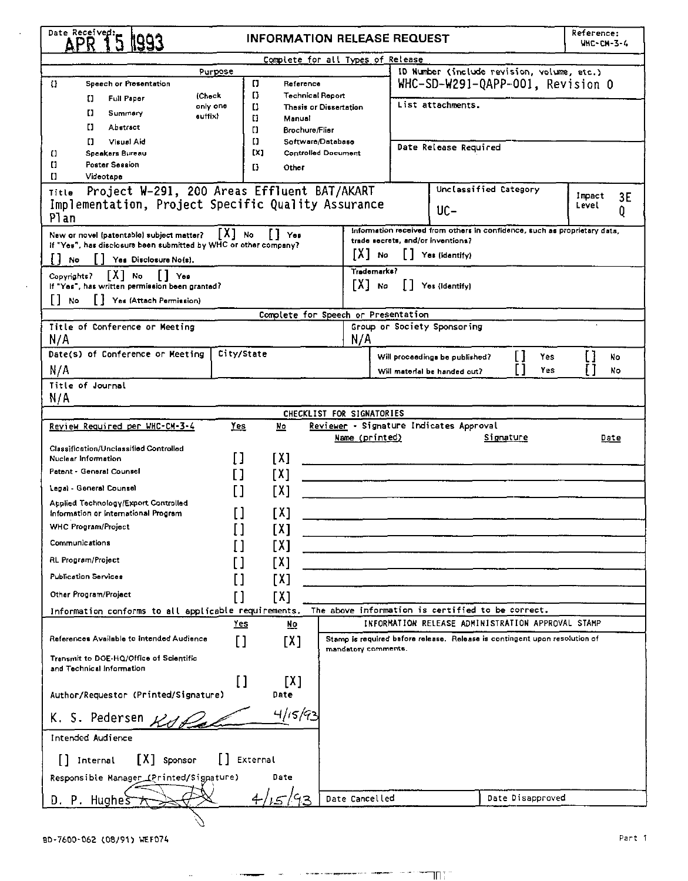Date Received: APR 15 1993

# INFORMATION RELEASE REQUEST

Reference: WHC-CM-3-4

Complete for all Types of Release

| Purpose | | ID Number (include revision, volume, etc.) |
|---|---|---|
| [] Speech or Presentation (Check only one suffix): [] Full Paper, [] Summary, [] Abstract, [] Visual Aid | [] Reference | WHC-SD-W291-QAPP-001, Revision 0 |
| [] Speakers Bureau | [] Technical Report | List attachments. |
| [] Poster Session | [] Thesis or Dissertation | |
| [] Videotape | [] Manual | Date Release Required |
| | [] Brochure/Flier | |
| | [] Software/Database | |
| | [X] Controlled Document | |
| | [] Other | |

Title: Project W-291, 200 Areas Effluent BAT/AKART Implementation, Project Specific Quality Assurance Plan

Unclassified Category: UC-

Impact Level: 3E Q

New or novel (patentable) subject matter? [X] No [] Yes
If "Yes", has disclosure been submitted by WHC or other company?
[] No [] Yes Disclosure No(s).

Information received from others in confidence, such as proprietary data, trade secrets, and/or inventions?
[X] No [] Yes (Identify)

Copyrights? [X] No [] Yes
If "Yes", has written permission been granted?
[] No [] Yes (Attach Permission)

Trademarks?
[X] No [] Yes (Identify)

Complete for Speech or Presentation

| Title of Conference or Meeting | Group or Society Sponsoring |
|---|---|
| N/A | N/A |

| Date(s) of Conference or Meeting | City/State | | |
|---|---|---|---|
| N/A | | Will proceedings be published? [] Yes [] No | Will material be handed out? [] Yes [] No |

Title of Journal: N/A

CHECKLIST FOR SIGNATORIES

| Review Required per WHC-CM-3-4 | Yes | No | Reviewer - Signature Indicates Approval: Name (printed) | Signature | Date |
|---|---|---|---|---|---|
| Classification/Unclassified Controlled Nuclear Information | [] | [X] | | | |
| Patent - General Counsel | [] | [X] | | | |
| Legal - General Counsel | [] | [X] | | | |
| Applied Technology/Export Controlled Information or International Program | [] | [X] | | | |
| WHC Program/Project | [] | [X] | | | |
| Communications | [] | [X] | | | |
| RL Program/Project | [] | [X] | | | |
| Publication Services | [] | [X] | | | |
| Other Program/Project | [] | [X] | | | |

Information conforms to all applicable requirements. The above information is certified to be correct.

| | Yes | No |
|---|---|---|
| References Available to Intended Audience | [] | [X] |
| Transmit to DOE-HQ/Office of Scientific and Technical Information | [] | [X] |

INFORMATION RELEASE ADMINISTRATION APPROVAL STAMP

Stamp is required before release. Release is contingent upon resolution of mandatory comments.

Author/Requestor (Printed/Signature): K. S. Pedersen — Date: 4/15/93

Intended Audience: [] Internal [X] Sponsor [] External

Responsible Manager (Printed/Signature): D. P. Hughes — Date: 4/15/93

Date Cancelled | Date Disapproved

BD-7600-062 (08/91) WEF074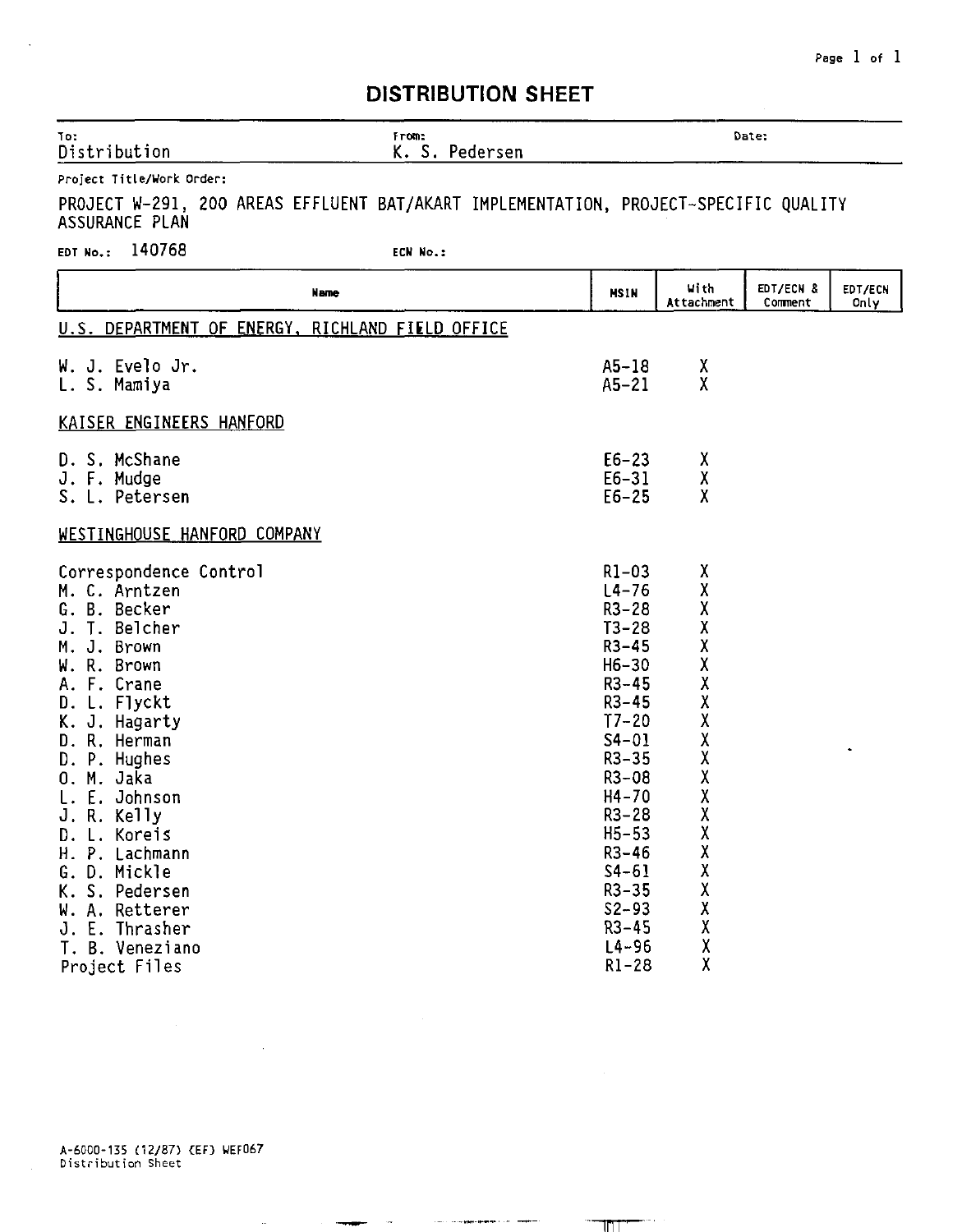# DISTRIBUTION SHEET

To: Distribution

From: K. S. Pedersen

Date:

Project Title/Work Order:

PROJECT W-291, 200 AREAS EFFLUENT BAT/AKART IMPLEMENTATION, PROJECT-SPECIFIC QUALITY ASSURANCE PLAN

EDT No.: 140768

ECN No.:

| Name | MSIN | With Attachment | EDT/ECN & Comment | EDT/ECN Only |
|---|---|---|---|---|
| U.S. DEPARTMENT OF ENERGY, RICHLAND FIELD OFFICE | | | | |
| W. J. Evelo Jr. | A5-18 | X | | |
| L. S. Mamiya | A5-21 | X | | |
| KAISER ENGINEERS HANFORD | | | | |
| D. S. McShane | E6-23 | X | | |
| J. F. Mudge | E6-31 | X | | |
| S. L. Petersen | E6-25 | X | | |
| WESTINGHOUSE HANFORD COMPANY | | | | |
| Correspondence Control | R1-03 | X | | |
| M. C. Arntzen | L4-76 | X | | |
| G. B. Becker | R3-28 | X | | |
| J. T. Belcher | T3-28 | X | | |
| M. J. Brown | R3-45 | X | | |
| W. R. Brown | H6-30 | X | | |
| A. F. Crane | R3-45 | X | | |
| D. L. Flyckt | R3-45 | X | | |
| K. J. Hagarty | T7-20 | X | | |
| D. R. Herman | S4-01 | X | | |
| D. P. Hughes | R3-35 | X | | |
| O. M. Jaka | R3-08 | X | | |
| L. E. Johnson | H4-70 | X | | |
| J. R. Kelly | R3-28 | X | | |
| D. L. Koreis | H5-53 | X | | |
| H. P. Lachmann | R3-46 | X | | |
| G. D. Mickle | S4-61 | X | | |
| K. S. Pedersen | R3-35 | X | | |
| W. A. Retterer | S2-93 | X | | |
| J. E. Thrasher | R3-45 | X | | |
| T. B. Veneziano | L4-96 | X | | |
| Project Files | R1-28 | X | | |

A-6000-135 (12/87) (EF) WEF067
Distribution Sheet